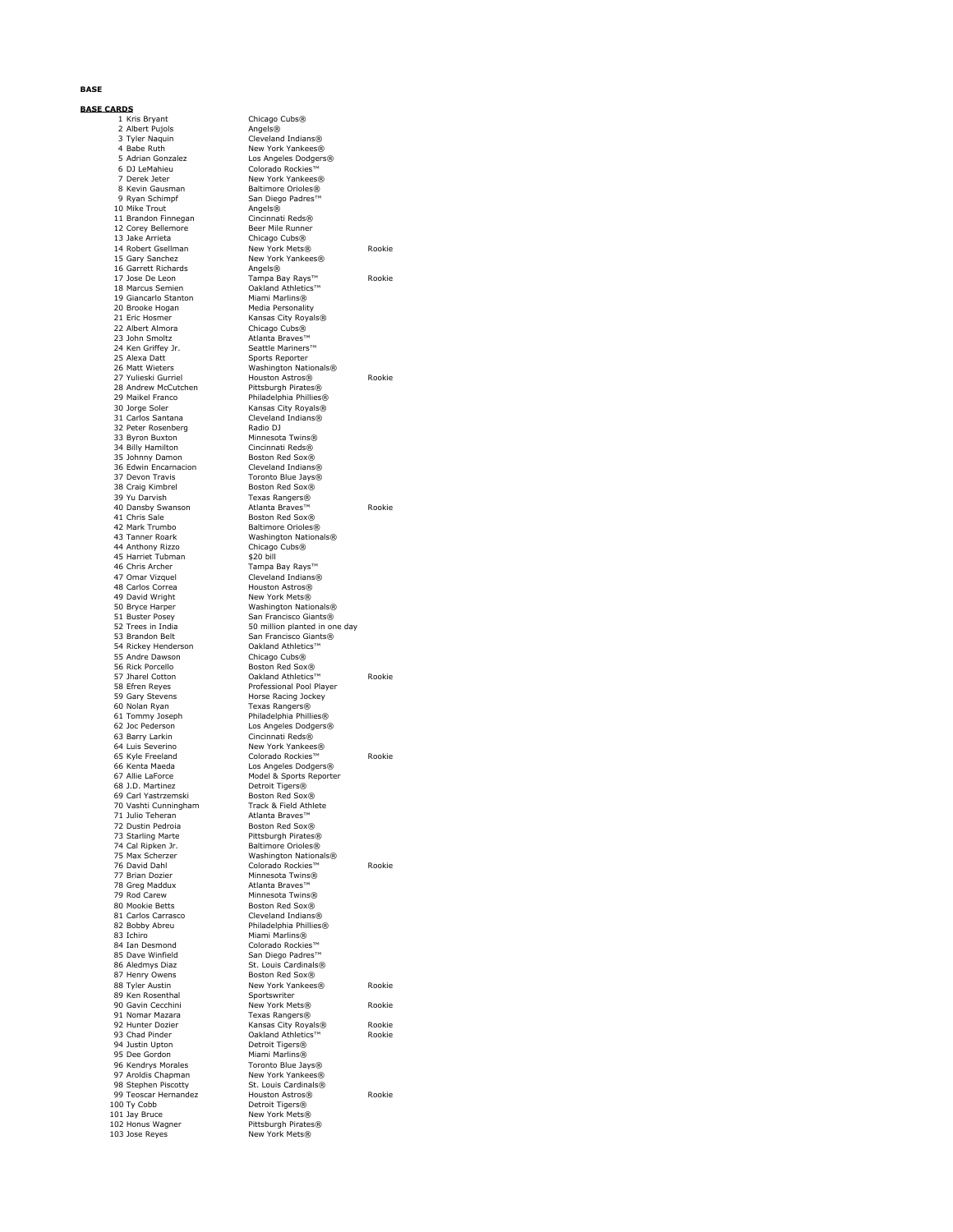**BASE**

**BASE CARDS**

| # | Name | Team | |
|---|---|---|---|
| 1 | Kris Bryant | Chicago Cubs® | |
| 2 | Albert Pujols | Angels® | |
| 3 | Tyler Naquin | Cleveland Indians® | |
| 4 | Babe Ruth | New York Yankees® | |
| 5 | Adrian Gonzalez | Los Angeles Dodgers® | |
| 6 | DJ LeMahieu | Colorado Rockies™ | |
| 7 | Derek Jeter | New York Yankees® | |
| 8 | Kevin Gausman | Baltimore Orioles® | |
| 9 | Ryan Schimpf | San Diego Padres™ | |
| 10 | Mike Trout | Angels® | |
| 11 | Brandon Finnegan | Cincinnati Reds® | |
| 12 | Corey Bellemore | Beer Mile Runner | |
| 13 | Jake Arrieta | Chicago Cubs® | |
| 14 | Robert Gsellman | New York Mets® | Rookie |
| 15 | Gary Sanchez | New York Yankees® | |
| 16 | Garrett Richards | Angels® | |
| 17 | Jose De Leon | Tampa Bay Rays™ | Rookie |
| 18 | Marcus Semien | Oakland Athletics™ | |
| 19 | Giancarlo Stanton | Miami Marlins® | |
| 20 | Brooke Hogan | Media Personality | |
| 21 | Eric Hosmer | Kansas City Royals® | |
| 22 | Albert Almora | Chicago Cubs® | |
| 23 | John Smoltz | Atlanta Braves™ | |
| 24 | Ken Griffey Jr. | Seattle Mariners™ | |
| 25 | Alexa Datt | Sports Reporter | |
| 26 | Matt Wieters | Washington Nationals® | |
| 27 | Yulieski Gurriel | Houston Astros® | Rookie |
| 28 | Andrew McCutchen | Pittsburgh Pirates® | |
| 29 | Maikel Franco | Philadelphia Phillies® | |
| 30 | Jorge Soler | Kansas City Royals® | |
| 31 | Carlos Santana | Cleveland Indians® | |
| 32 | Peter Rosenberg | Radio DJ | |
| 33 | Byron Buxton | Minnesota Twins® | |
| 34 | Billy Hamilton | Cincinnati Reds® | |
| 35 | Johnny Damon | Boston Red Sox® | |
| 36 | Edwin Encarnacion | Cleveland Indians® | |
| 37 | Devon Travis | Toronto Blue Jays® | |
| 38 | Craig Kimbrel | Boston Red Sox® | |
| 39 | Yu Darvish | Texas Rangers® | |
| 40 | Dansby Swanson | Atlanta Braves™ | Rookie |
| 41 | Chris Sale | Boston Red Sox® | |
| 42 | Mark Trumbo | Baltimore Orioles® | |
| 43 | Tanner Roark | Washington Nationals® | |
| 44 | Anthony Rizzo | Chicago Cubs® | |
| 45 | Harriet Tubman | $20 bill | |
| 46 | Chris Archer | Tampa Bay Rays™ | |
| 47 | Omar Vizquel | Cleveland Indians® | |
| 48 | Carlos Correa | Houston Astros® | |
| 49 | David Wright | New York Mets® | |
| 50 | Bryce Harper | Washington Nationals® | |
| 51 | Buster Posey | San Francisco Giants® | |
| 52 | Trees in India | 50 million planted in one day | |
| 53 | Brandon Belt | San Francisco Giants® | |
| 54 | Rickey Henderson | Oakland Athletics™ | |
| 55 | Andre Dawson | Chicago Cubs® | |
| 56 | Rick Porcello | Boston Red Sox® | |
| 57 | Jharel Cotton | Oakland Athletics™ | Rookie |
| 58 | Efren Reyes | Professional Pool Player | |
| 59 | Gary Stevens | Horse Racing Jockey | |
| 60 | Nolan Ryan | Texas Rangers® | |
| 61 | Tommy Joseph | Philadelphia Phillies® | |
| 62 | Joc Pederson | Los Angeles Dodgers® | |
| 63 | Barry Larkin | Cincinnati Reds® | |
| 64 | Luis Severino | New York Yankees® | |
| 65 | Kyle Freeland | Colorado Rockies™ | Rookie |
| 66 | Kenta Maeda | Los Angeles Dodgers® | |
| 67 | Allie LaForce | Model & Sports Reporter | |
| 68 | J.D. Martinez | Detroit Tigers® | |
| 69 | Carl Yastrzemski | Boston Red Sox® | |
| 70 | Vashti Cunningham | Track & Field Athlete | |
| 71 | Julio Teheran | Atlanta Braves™ | |
| 72 | Dustin Pedroia | Boston Red Sox® | |
| 73 | Starling Marte | Pittsburgh Pirates® | |
| 74 | Cal Ripken Jr. | Baltimore Orioles® | |
| 75 | Max Scherzer | Washington Nationals® | |
| 76 | David Dahl | Colorado Rockies™ | Rookie |
| 77 | Brian Dozier | Minnesota Twins® | |
| 78 | Greg Maddux | Atlanta Braves™ | |
| 79 | Rod Carew | Minnesota Twins® | |
| 80 | Mookie Betts | Boston Red Sox® | |
| 81 | Carlos Carrasco | Cleveland Indians® | |
| 82 | Bobby Abreu | Philadelphia Phillies® | |
| 83 | Ichiro | Miami Marlins® | |
| 84 | Ian Desmond | Colorado Rockies™ | |
| 85 | Dave Winfield | San Diego Padres™ | |
| 86 | Aledmys Diaz | St. Louis Cardinals® | |
| 87 | Henry Owens | Boston Red Sox® | |
| 88 | Tyler Austin | New York Yankees® | Rookie |
| 89 | Ken Rosenthal | Sportswriter | |
| 90 | Gavin Cecchini | New York Mets® | Rookie |
| 91 | Nomar Mazara | Texas Rangers® | |
| 92 | Hunter Dozier | Kansas City Royals® | Rookie |
| 93 | Chad Pinder | Oakland Athletics™ | Rookie |
| 94 | Justin Upton | Detroit Tigers® | |
| 95 | Dee Gordon | Miami Marlins® | |
| 96 | Kendrys Morales | Toronto Blue Jays® | |
| 97 | Aroldis Chapman | New York Yankees® | |
| 98 | Stephen Piscotty | St. Louis Cardinals® | |
| 99 | Teoscar Hernandez | Houston Astros® | Rookie |
| 100 | Ty Cobb | Detroit Tigers® | |
| 101 | Jay Bruce | New York Mets® | |
| 102 | Honus Wagner | Pittsburgh Pirates® | |
| 103 | Jose Reyes | New York Mets® | |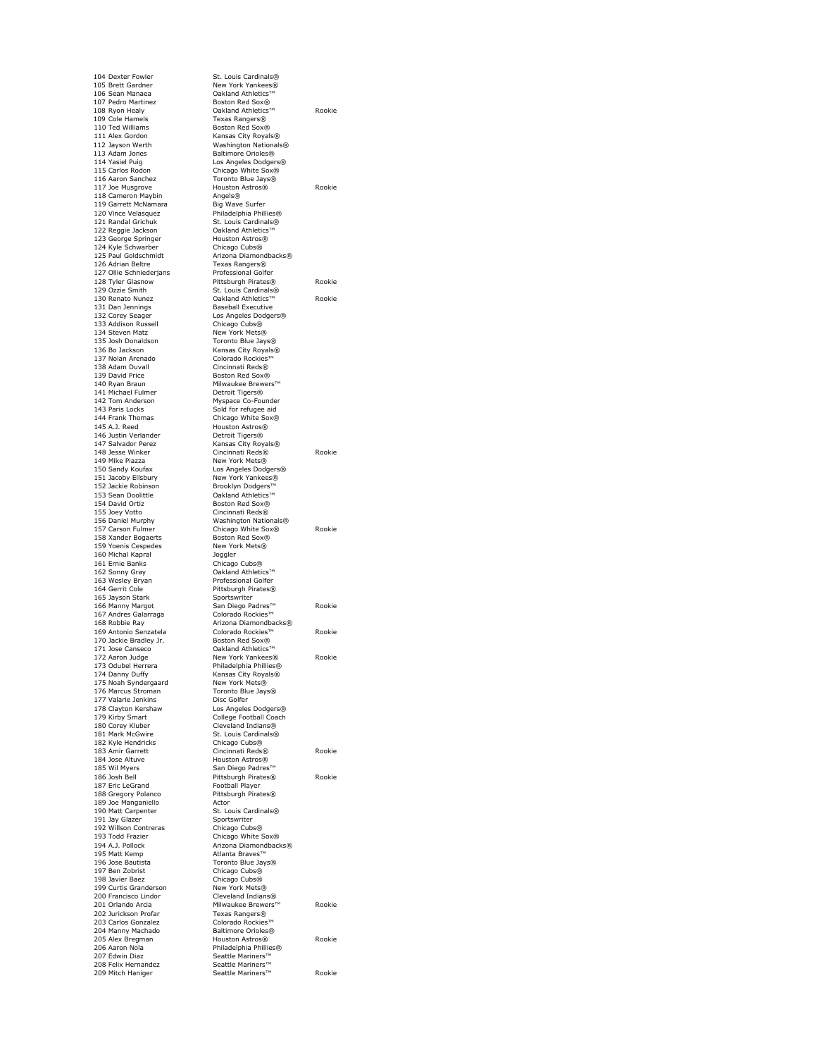| | | |
|---|---|---|
| 104 Dexter Fowler | St. Louis Cardinals® | |
| 105 Brett Gardner | New York Yankees® | |
| 106 Sean Manaea | Oakland Athletics™ | |
| 107 Pedro Martinez | Boston Red Sox® | |
| 108 Ryon Healy | Oakland Athletics™ | Rookie |
| 109 Cole Hamels | Texas Rangers® | |
| 110 Ted Williams | Boston Red Sox® | |
| 111 Alex Gordon | Kansas City Royals® | |
| 112 Jayson Werth | Washington Nationals® | |
| 113 Adam Jones | Baltimore Orioles® | |
| 114 Yasiel Puig | Los Angeles Dodgers® | |
| 115 Carlos Rodon | Chicago White Sox® | |
| 116 Aaron Sanchez | Toronto Blue Jays® | |
| 117 Joe Musgrove | Houston Astros® | Rookie |
| 118 Cameron Maybin | Angels® | |
| 119 Garrett McNamara | Big Wave Surfer | |
| 120 Vince Velasquez | Philadelphia Phillies® | |
| 121 Randal Grichuk | St. Louis Cardinals® | |
| 122 Reggie Jackson | Oakland Athletics™ | |
| 123 George Springer | Houston Astros® | |
| 124 Kyle Schwarber | Chicago Cubs® | |
| 125 Paul Goldschmidt | Arizona Diamondbacks® | |
| 126 Adrian Beltre | Texas Rangers® | |
| 127 Ollie Schniederjans | Professional Golfer | |
| 128 Tyler Glasnow | Pittsburgh Pirates® | Rookie |
| 129 Ozzie Smith | St. Louis Cardinals® | |
| 130 Renato Nunez | Oakland Athletics™ | Rookie |
| 131 Dan Jennings | Baseball Executive | |
| 132 Corey Seager | Los Angeles Dodgers® | |
| 133 Addison Russell | Chicago Cubs® | |
| 134 Steven Matz | New York Mets® | |
| 135 Josh Donaldson | Toronto Blue Jays® | |
| 136 Bo Jackson | Kansas City Royals® | |
| 137 Nolan Arenado | Colorado Rockies™ | |
| 138 Adam Duvall | Cincinnati Reds® | |
| 139 David Price | Boston Red Sox® | |
| 140 Ryan Braun | Milwaukee Brewers™ | |
| 141 Michael Fulmer | Detroit Tigers® | |
| 142 Tom Anderson | Myspace Co-Founder | |
| 143 Paris Locks | Sold for refugee aid | |
| 144 Frank Thomas | Chicago White Sox® | |
| 145 A.J. Reed | Houston Astros® | |
| 146 Justin Verlander | Detroit Tigers® | |
| 147 Salvador Perez | Kansas City Royals® | |
| 148 Jesse Winker | Cincinnati Reds® | Rookie |
| 149 Mike Piazza | New York Mets® | |
| 150 Sandy Koufax | Los Angeles Dodgers® | |
| 151 Jacoby Ellsbury | New York Yankees® | |
| 152 Jackie Robinson | Brooklyn Dodgers™ | |
| 153 Sean Doolittle | Oakland Athletics™ | |
| 154 David Ortiz | Boston Red Sox® | |
| 155 Joey Votto | Cincinnati Reds® | |
| 156 Daniel Murphy | Washington Nationals® | |
| 157 Carson Fulmer | Chicago White Sox® | Rookie |
| 158 Xander Bogaerts | Boston Red Sox® | |
| 159 Yoenis Cespedes | New York Mets® | |
| 160 Michal Kapral | Joggler | |
| 161 Ernie Banks | Chicago Cubs® | |
| 162 Sonny Gray | Oakland Athletics™ | |
| 163 Wesley Bryan | Professional Golfer | |
| 164 Gerrit Cole | Pittsburgh Pirates® | |
| 165 Jayson Stark | Sportswriter | |
| 166 Manny Margot | San Diego Padres™ | Rookie |
| 167 Andres Galarraga | Colorado Rockies™ | |
| 168 Robbie Ray | Arizona Diamondbacks® | |
| 169 Antonio Senzatela | Colorado Rockies™ | Rookie |
| 170 Jackie Bradley Jr. | Boston Red Sox® | |
| 171 Jose Canseco | Oakland Athletics™ | |
| 172 Aaron Judge | New York Yankees® | Rookie |
| 173 Odubel Herrera | Philadelphia Phillies® | |
| 174 Danny Duffy | Kansas City Royals® | |
| 175 Noah Syndergaard | New York Mets® | |
| 176 Marcus Stroman | Toronto Blue Jays® | |
| 177 Valarie Jenkins | Disc Golfer | |
| 178 Clayton Kershaw | Los Angeles Dodgers® | |
| 179 Kirby Smart | College Football Coach | |
| 180 Corey Kluber | Cleveland Indians® | |
| 181 Mark McGwire | St. Louis Cardinals® | |
| 182 Kyle Hendricks | Chicago Cubs® | |
| 183 Amir Garrett | Cincinnati Reds® | Rookie |
| 184 Jose Altuve | Houston Astros® | |
| 185 Wil Myers | San Diego Padres™ | |
| 186 Josh Bell | Pittsburgh Pirates® | Rookie |
| 187 Eric LeGrand | Football Player | |
| 188 Gregory Polanco | Pittsburgh Pirates® | |
| 189 Joe Manganiello | Actor | |
| 190 Matt Carpenter | St. Louis Cardinals® | |
| 191 Jay Glazer | Sportswriter | |
| 192 Willson Contreras | Chicago Cubs® | |
| 193 Todd Frazier | Chicago White Sox® | |
| 194 A.J. Pollock | Arizona Diamondbacks® | |
| 195 Matt Kemp | Atlanta Braves™ | |
| 196 Jose Bautista | Toronto Blue Jays® | |
| 197 Ben Zobrist | Chicago Cubs® | |
| 198 Javier Baez | Chicago Cubs® | |
| 199 Curtis Granderson | New York Mets® | |
| 200 Francisco Lindor | Cleveland Indians® | |
| 201 Orlando Arcia | Milwaukee Brewers™ | Rookie |
| 202 Jurickson Profar | Texas Rangers® | |
| 203 Carlos Gonzalez | Colorado Rockies™ | |
| 204 Manny Machado | Baltimore Orioles® | |
| 205 Alex Bregman | Houston Astros® | Rookie |
| 206 Aaron Nola | Philadelphia Phillies® | |
| 207 Edwin Diaz | Seattle Mariners™ | |
| 208 Felix Hernandez | Seattle Mariners™ | |
| 209 Mitch Haniger | Seattle Mariners™ | Rookie |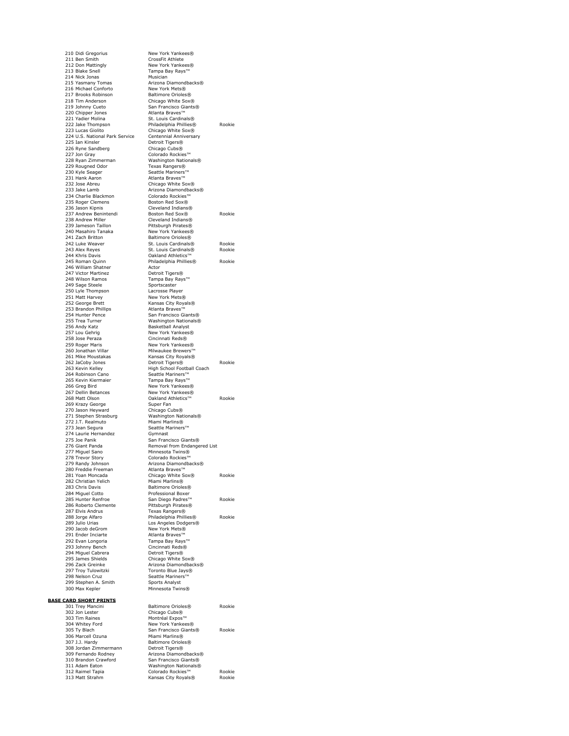| | | | |
|---|---|---|---|
| 210 | Didi Gregorius | New York Yankees® | |
| 211 | Ben Smith | CrossFit Athlete | |
| 212 | Don Mattingly | New York Yankees® | |
| 213 | Blake Snell | Tampa Bay Rays™ | |
| 214 | Nick Jonas | Musician | |
| 215 | Yasmany Tomas | Arizona Diamondbacks® | |
| 216 | Michael Conforto | New York Mets® | |
| 217 | Brooks Robinson | Baltimore Orioles® | |
| 218 | Tim Anderson | Chicago White Sox® | |
| 219 | Johnny Cueto | San Francisco Giants® | |
| 220 | Chipper Jones | Atlanta Braves™ | |
| 221 | Yadier Molina | St. Louis Cardinals® | |
| 222 | Jake Thompson | Philadelphia Phillies® | Rookie |
| 223 | Lucas Giolito | Chicago White Sox® | |
| 224 | U.S. National Park Service | Centennial Anniversary | |
| 225 | Ian Kinsler | Detroit Tigers® | |
| 226 | Ryne Sandberg | Chicago Cubs® | |
| 227 | Jon Gray | Colorado Rockies™ | |
| 228 | Ryan Zimmerman | Washington Nationals® | |
| 229 | Rougned Odor | Texas Rangers® | |
| 230 | Kyle Seager | Seattle Mariners™ | |
| 231 | Hank Aaron | Atlanta Braves™ | |
| 232 | Jose Abreu | Chicago White Sox® | |
| 233 | Jake Lamb | Arizona Diamondbacks® | |
| 234 | Charlie Blackmon | Colorado Rockies™ | |
| 235 | Roger Clemens | Boston Red Sox® | |
| 236 | Jason Kipnis | Cleveland Indians® | |
| 237 | Andrew Benintendi | Boston Red Sox® | Rookie |
| 238 | Andrew Miller | Cleveland Indians® | |
| 239 | Jameson Taillon | Pittsburgh Pirates® | |
| 240 | Masahiro Tanaka | New York Yankees® | |
| 241 | Zach Britton | Baltimore Orioles® | |
| 242 | Luke Weaver | St. Louis Cardinals® | Rookie |
| 243 | Alex Reyes | St. Louis Cardinals® | Rookie |
| 244 | Khris Davis | Oakland Athletics™ | |
| 245 | Roman Quinn | Philadelphia Phillies® | Rookie |
| 246 | William Shatner | Actor | |
| 247 | Victor Martinez | Detroit Tigers® | |
| 248 | Wilson Ramos | Tampa Bay Rays™ | |
| 249 | Sage Steele | Sportscaster | |
| 250 | Lyle Thompson | Lacrosse Player | |
| 251 | Matt Harvey | New York Mets® | |
| 252 | George Brett | Kansas City Royals® | |
| 253 | Brandon Phillips | Atlanta Braves™ | |
| 254 | Hunter Pence | San Francisco Giants® | |
| 255 | Trea Turner | Washington Nationals® | |
| 256 | Andy Katz | Basketball Analyst | |
| 257 | Lou Gehrig | New York Yankees® | |
| 258 | Jose Peraza | Cincinnati Reds® | |
| 259 | Roger Maris | New York Yankees® | |
| 260 | Jonathan Villar | Milwaukee Brewers™ | |
| 261 | Mike Moustakas | Kansas City Royals® | |
| 262 | JaCoby Jones | Detroit Tigers® | Rookie |
| 263 | Kevin Kelley | High School Football Coach | |
| 264 | Robinson Cano | Seattle Mariners™ | |
| 265 | Kevin Kiermaier | Tampa Bay Rays™ | |
| 266 | Greg Bird | New York Yankees® | |
| 267 | Dellin Betances | New York Yankees® | |
| 268 | Matt Olson | Oakland Athletics™ | Rookie |
| 269 | Krazy George | Super Fan | |
| 270 | Jason Heyward | Chicago Cubs® | |
| 271 | Stephen Strasburg | Washington Nationals® | |
| 272 | J.T. Realmuto | Miami Marlins® | |
| 273 | Jean Segura | Seattle Mariners™ | |
| 274 | Laurie Hernandez | Gymnast | |
| 275 | Joe Panik | San Francisco Giants® | |
| 276 | Giant Panda | Removal from Endangered List | |
| 277 | Miguel Sano | Minnesota Twins® | |
| 278 | Trevor Story | Colorado Rockies™ | |
| 279 | Randy Johnson | Arizona Diamondbacks® | |
| 280 | Freddie Freeman | Atlanta Braves™ | |
| 281 | Yoan Moncada | Chicago White Sox® | Rookie |
| 282 | Christian Yelich | Miami Marlins® | |
| 283 | Chris Davis | Baltimore Orioles® | |
| 284 | Miguel Cotto | Professional Boxer | |
| 285 | Hunter Renfroe | San Diego Padres™ | Rookie |
| 286 | Roberto Clemente | Pittsburgh Pirates® | |
| 287 | Elvis Andrus | Texas Rangers® | |
| 288 | Jorge Alfaro | Philadelphia Phillies® | Rookie |
| 289 | Julio Urias | Los Angeles Dodgers® | |
| 290 | Jacob deGrom | New York Mets® | |
| 291 | Ender Inciarte | Atlanta Braves™ | |
| 292 | Evan Longoria | Tampa Bay Rays™ | |
| 293 | Johnny Bench | Cincinnati Reds® | |
| 294 | Miguel Cabrera | Detroit Tigers® | |
| 295 | James Shields | Chicago White Sox® | |
| 296 | Zack Greinke | Arizona Diamondbacks® | |
| 297 | Troy Tulowitzki | Toronto Blue Jays® | |
| 298 | Nelson Cruz | Seattle Mariners™ | |
| 299 | Stephen A. Smith | Sports Analyst | |
| 300 | Max Kepler | Minnesota Twins® | |

**BASE CARD SHORT PRINTS**

| | | | |
|---|---|---|---|
| 301 | Trey Mancini | Baltimore Orioles® | Rookie |
| 302 | Jon Lester | Chicago Cubs® | |
| 303 | Tim Raines | Montréal Expos™ | |
| 304 | Whitey Ford | New York Yankees® | |
| 305 | Ty Blach | San Francisco Giants® | Rookie |
| 306 | Marcell Ozuna | Miami Marlins® | |
| 307 | J.J. Hardy | Baltimore Orioles® | |
| 308 | Jordan Zimmermann | Detroit Tigers® | |
| 309 | Fernando Rodney | Arizona Diamondbacks® | |
| 310 | Brandon Crawford | San Francisco Giants® | |
| 311 | Adam Eaton | Washington Nationals® | |
| 312 | Raimel Tapia | Colorado Rockies™ | Rookie |
| 313 | Matt Strahm | Kansas City Royals® | Rookie |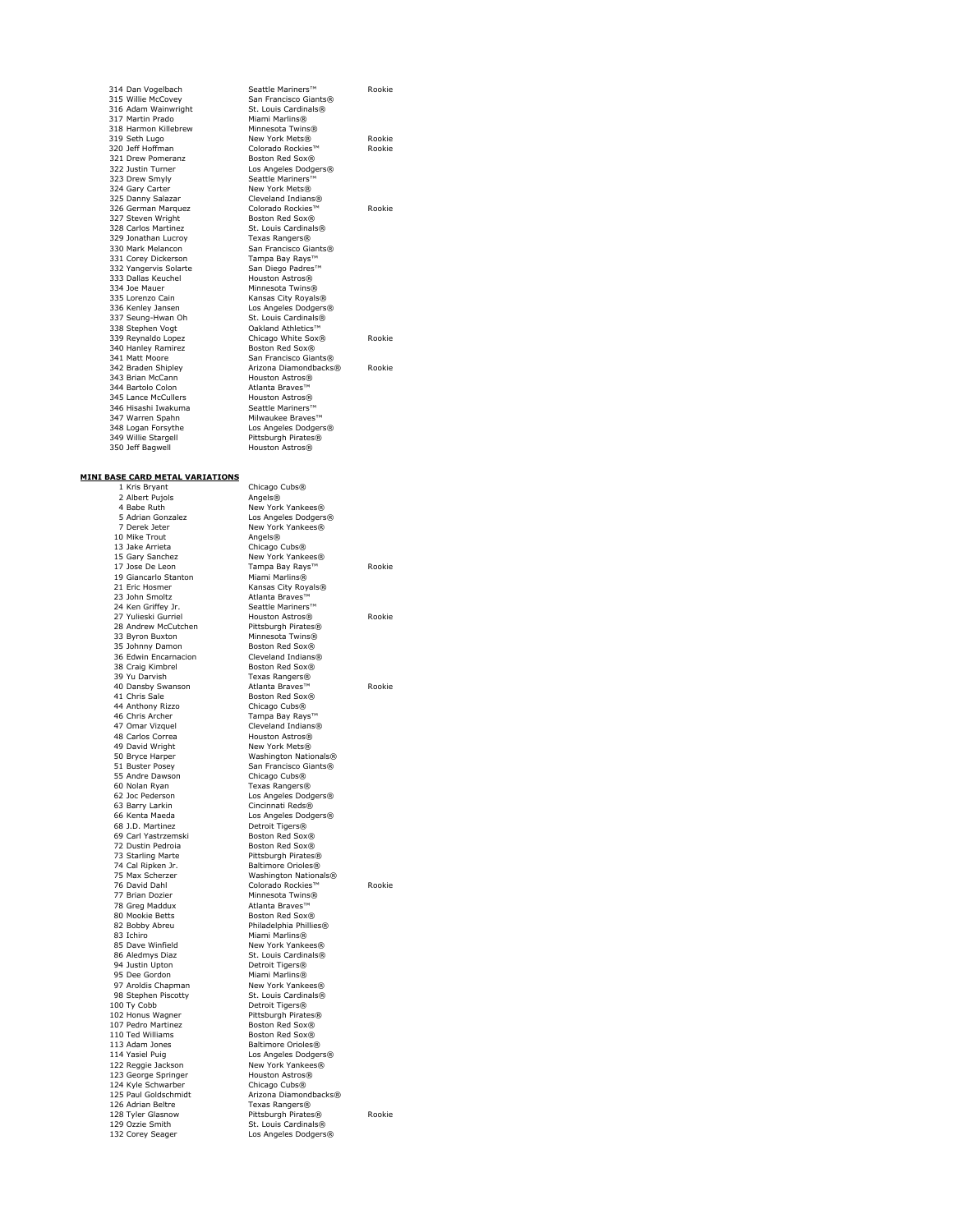| | | |
|---|---|---|
| 314 Dan Vogelbach | Seattle Mariners™ | Rookie |
| 315 Willie McCovey | San Francisco Giants® | |
| 316 Adam Wainwright | St. Louis Cardinals® | |
| 317 Martin Prado | Miami Marlins® | |
| 318 Harmon Killebrew | Minnesota Twins® | |
| 319 Seth Lugo | New York Mets® | Rookie |
| 320 Jeff Hoffman | Colorado Rockies™ | Rookie |
| 321 Drew Pomeranz | Boston Red Sox® | |
| 322 Justin Turner | Los Angeles Dodgers® | |
| 323 Drew Smyly | Seattle Mariners™ | |
| 324 Gary Carter | New York Mets® | |
| 325 Danny Salazar | Cleveland Indians® | |
| 326 German Marquez | Colorado Rockies™ | Rookie |
| 327 Steven Wright | Boston Red Sox® | |
| 328 Carlos Martinez | St. Louis Cardinals® | |
| 329 Jonathan Lucroy | Texas Rangers® | |
| 330 Mark Melancon | San Francisco Giants® | |
| 331 Corey Dickerson | Tampa Bay Rays™ | |
| 332 Yangervis Solarte | San Diego Padres™ | |
| 333 Dallas Keuchel | Houston Astros® | |
| 334 Joe Mauer | Minnesota Twins® | |
| 335 Lorenzo Cain | Kansas City Royals® | |
| 336 Kenley Jansen | Los Angeles Dodgers® | |
| 337 Seung-Hwan Oh | St. Louis Cardinals® | |
| 338 Stephen Vogt | Oakland Athletics™ | |
| 339 Reynaldo Lopez | Chicago White Sox® | Rookie |
| 340 Hanley Ramirez | Boston Red Sox® | |
| 341 Matt Moore | San Francisco Giants® | |
| 342 Braden Shipley | Arizona Diamondbacks® | Rookie |
| 343 Brian McCann | Houston Astros® | |
| 344 Bartolo Colon | Atlanta Braves™ | |
| 345 Lance McCullers | Houston Astros® | |
| 346 Hisashi Iwakuma | Seattle Mariners™ | |
| 347 Warren Spahn | Milwaukee Braves™ | |
| 348 Logan Forsythe | Los Angeles Dodgers® | |
| 349 Willie Stargell | Pittsburgh Pirates® | |
| 350 Jeff Bagwell | Houston Astros® | |

**MINI BASE CARD METAL VARIATIONS**

| | | |
|---|---|---|
| 1 Kris Bryant | Chicago Cubs® | |
| 2 Albert Pujols | Angels® | |
| 4 Babe Ruth | New York Yankees® | |
| 5 Adrian Gonzalez | Los Angeles Dodgers® | |
| 7 Derek Jeter | New York Yankees® | |
| 10 Mike Trout | Angels® | |
| 13 Jake Arrieta | Chicago Cubs® | |
| 15 Gary Sanchez | New York Yankees® | |
| 17 Jose De Leon | Tampa Bay Rays™ | Rookie |
| 19 Giancarlo Stanton | Miami Marlins® | |
| 21 Eric Hosmer | Kansas City Royals® | |
| 23 John Smoltz | Atlanta Braves™ | |
| 24 Ken Griffey Jr. | Seattle Mariners™ | |
| 27 Yulieski Gurriel | Houston Astros® | Rookie |
| 28 Andrew McCutchen | Pittsburgh Pirates® | |
| 33 Byron Buxton | Minnesota Twins® | |
| 35 Johnny Damon | Boston Red Sox® | |
| 36 Edwin Encarnacion | Cleveland Indians® | |
| 38 Craig Kimbrel | Boston Red Sox® | |
| 39 Yu Darvish | Texas Rangers® | |
| 40 Dansby Swanson | Atlanta Braves™ | Rookie |
| 41 Chris Sale | Boston Red Sox® | |
| 44 Anthony Rizzo | Chicago Cubs® | |
| 46 Chris Archer | Tampa Bay Rays™ | |
| 47 Omar Vizquel | Cleveland Indians® | |
| 48 Carlos Correa | Houston Astros® | |
| 49 David Wright | New York Mets® | |
| 50 Bryce Harper | Washington Nationals® | |
| 51 Buster Posey | San Francisco Giants® | |
| 55 Andre Dawson | Chicago Cubs® | |
| 60 Nolan Ryan | Texas Rangers® | |
| 62 Joc Pederson | Los Angeles Dodgers® | |
| 63 Barry Larkin | Cincinnati Reds® | |
| 66 Kenta Maeda | Los Angeles Dodgers® | |
| 68 J.D. Martinez | Detroit Tigers® | |
| 69 Carl Yastrzemski | Boston Red Sox® | |
| 72 Dustin Pedroia | Boston Red Sox® | |
| 73 Starling Marte | Pittsburgh Pirates® | |
| 74 Cal Ripken Jr. | Baltimore Orioles® | |
| 75 Max Scherzer | Washington Nationals® | |
| 76 David Dahl | Colorado Rockies™ | Rookie |
| 77 Brian Dozier | Minnesota Twins® | |
| 78 Greg Maddux | Atlanta Braves™ | |
| 80 Mookie Betts | Boston Red Sox® | |
| 82 Bobby Abreu | Philadelphia Phillies® | |
| 83 Ichiro | Miami Marlins® | |
| 85 Dave Winfield | New York Yankees® | |
| 86 Aledmys Diaz | St. Louis Cardinals® | |
| 94 Justin Upton | Detroit Tigers® | |
| 95 Dee Gordon | Miami Marlins® | |
| 97 Aroldis Chapman | New York Yankees® | |
| 98 Stephen Piscotty | St. Louis Cardinals® | |
| 100 Ty Cobb | Detroit Tigers® | |
| 102 Honus Wagner | Pittsburgh Pirates® | |
| 107 Pedro Martinez | Boston Red Sox® | |
| 110 Ted Williams | Boston Red Sox® | |
| 113 Adam Jones | Baltimore Orioles® | |
| 114 Yasiel Puig | Los Angeles Dodgers® | |
| 122 Reggie Jackson | New York Yankees® | |
| 123 George Springer | Houston Astros® | |
| 124 Kyle Schwarber | Chicago Cubs® | |
| 125 Paul Goldschmidt | Arizona Diamondbacks® | |
| 126 Adrian Beltre | Texas Rangers® | |
| 128 Tyler Glasnow | Pittsburgh Pirates® | Rookie |
| 129 Ozzie Smith | St. Louis Cardinals® | |
| 132 Corey Seager | Los Angeles Dodgers® | |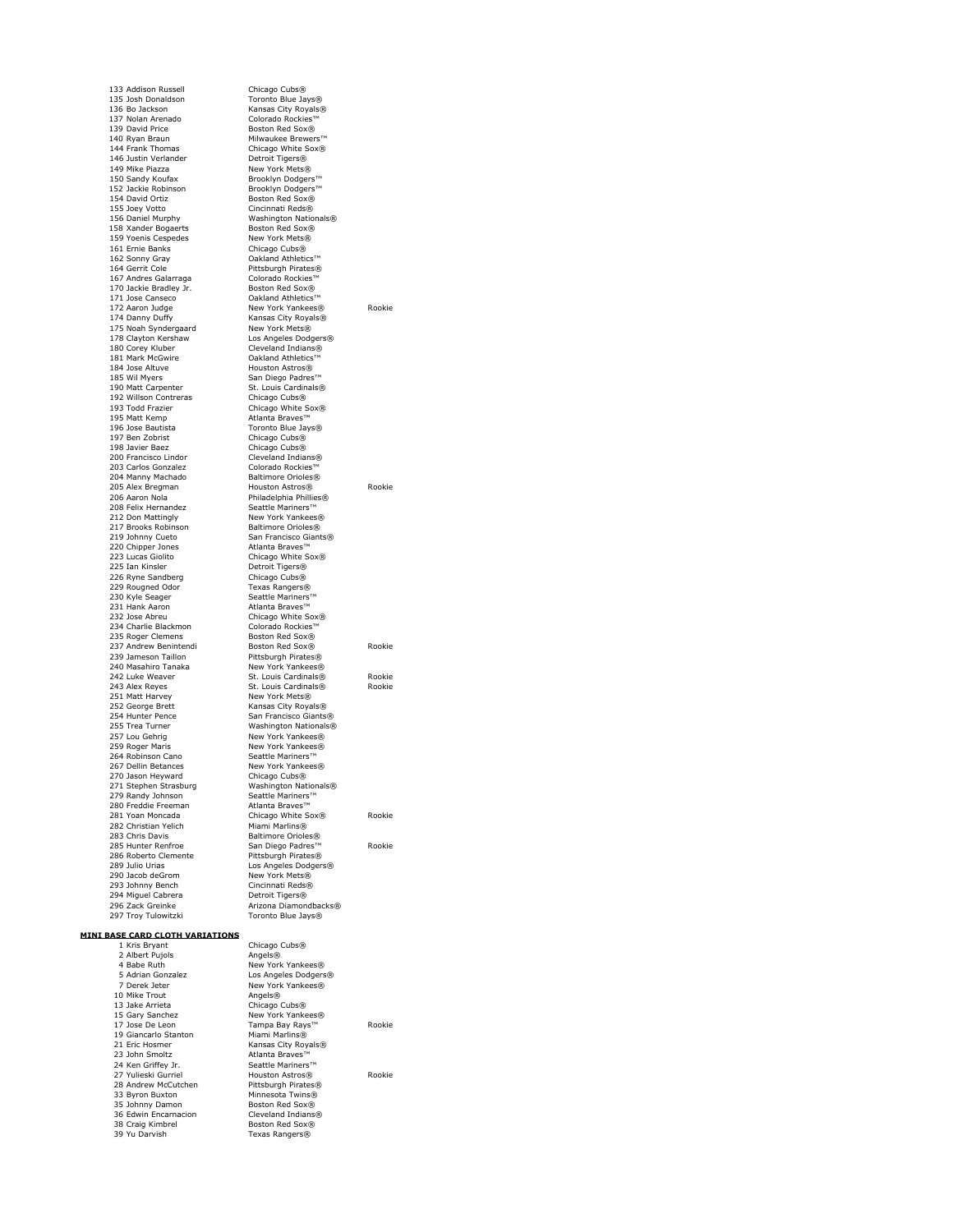| | | |
|---|---|---|
| 133 Addison Russell | Chicago Cubs® | |
| 135 Josh Donaldson | Toronto Blue Jays® | |
| 136 Bo Jackson | Kansas City Royals® | |
| 137 Nolan Arenado | Colorado Rockies™ | |
| 139 David Price | Boston Red Sox® | |
| 140 Ryan Braun | Milwaukee Brewers™ | |
| 144 Frank Thomas | Chicago White Sox® | |
| 146 Justin Verlander | Detroit Tigers® | |
| 149 Mike Piazza | New York Mets® | |
| 150 Sandy Koufax | Brooklyn Dodgers™ | |
| 152 Jackie Robinson | Brooklyn Dodgers™ | |
| 154 David Ortiz | Boston Red Sox® | |
| 155 Joey Votto | Cincinnati Reds® | |
| 156 Daniel Murphy | Washington Nationals® | |
| 158 Xander Bogaerts | Boston Red Sox® | |
| 159 Yoenis Cespedes | New York Mets® | |
| 161 Ernie Banks | Chicago Cubs® | |
| 162 Sonny Gray | Oakland Athletics™ | |
| 164 Gerrit Cole | Pittsburgh Pirates® | |
| 167 Andres Galarraga | Colorado Rockies™ | |
| 170 Jackie Bradley Jr. | Boston Red Sox® | |
| 171 Jose Canseco | Oakland Athletics™ | |
| 172 Aaron Judge | New York Yankees® | Rookie |
| 174 Danny Duffy | Kansas City Royals® | |
| 175 Noah Syndergaard | New York Mets® | |
| 178 Clayton Kershaw | Los Angeles Dodgers® | |
| 180 Corey Kluber | Cleveland Indians® | |
| 181 Mark McGwire | Oakland Athletics™ | |
| 184 Jose Altuve | Houston Astros® | |
| 185 Wil Myers | San Diego Padres™ | |
| 190 Matt Carpenter | St. Louis Cardinals® | |
| 192 Willson Contreras | Chicago Cubs® | |
| 193 Todd Frazier | Chicago White Sox® | |
| 195 Matt Kemp | Atlanta Braves™ | |
| 196 Jose Bautista | Toronto Blue Jays® | |
| 197 Ben Zobrist | Chicago Cubs® | |
| 198 Javier Baez | Chicago Cubs® | |
| 200 Francisco Lindor | Cleveland Indians® | |
| 203 Carlos Gonzalez | Colorado Rockies™ | |
| 204 Manny Machado | Baltimore Orioles® | |
| 205 Alex Bregman | Houston Astros® | Rookie |
| 206 Aaron Nola | Philadelphia Phillies® | |
| 208 Felix Hernandez | Seattle Mariners™ | |
| 212 Don Mattingly | New York Yankees® | |
| 217 Brooks Robinson | Baltimore Orioles® | |
| 219 Johnny Cueto | San Francisco Giants® | |
| 220 Chipper Jones | Atlanta Braves™ | |
| 223 Lucas Giolito | Chicago White Sox® | |
| 225 Ian Kinsler | Detroit Tigers® | |
| 226 Ryne Sandberg | Chicago Cubs® | |
| 229 Rougned Odor | Texas Rangers® | |
| 230 Kyle Seager | Seattle Mariners™ | |
| 231 Hank Aaron | Atlanta Braves™ | |
| 232 Jose Abreu | Chicago White Sox® | |
| 234 Charlie Blackmon | Colorado Rockies™ | |
| 235 Roger Clemens | Boston Red Sox® | |
| 237 Andrew Benintendi | Boston Red Sox® | Rookie |
| 239 Jameson Taillon | Pittsburgh Pirates® | |
| 240 Masahiro Tanaka | New York Yankees® | |
| 242 Luke Weaver | St. Louis Cardinals® | Rookie |
| 243 Alex Reyes | St. Louis Cardinals® | Rookie |
| 251 Matt Harvey | New York Mets® | |
| 252 George Brett | Kansas City Royals® | |
| 254 Hunter Pence | San Francisco Giants® | |
| 255 Trea Turner | Washington Nationals® | |
| 257 Lou Gehrig | New York Yankees® | |
| 259 Roger Maris | New York Yankees® | |
| 264 Robinson Cano | Seattle Mariners™ | |
| 267 Dellin Betances | New York Yankees® | |
| 270 Jason Heyward | Chicago Cubs® | |
| 271 Stephen Strasburg | Washington Nationals® | |
| 279 Randy Johnson | Seattle Mariners™ | |
| 280 Freddie Freeman | Atlanta Braves™ | |
| 281 Yoan Moncada | Chicago White Sox® | Rookie |
| 282 Christian Yelich | Miami Marlins® | |
| 283 Chris Davis | Baltimore Orioles® | |
| 285 Hunter Renfroe | San Diego Padres™ | Rookie |
| 286 Roberto Clemente | Pittsburgh Pirates® | |
| 289 Julio Urias | Los Angeles Dodgers® | |
| 290 Jacob deGrom | New York Mets® | |
| 293 Johnny Bench | Cincinnati Reds® | |
| 294 Miguel Cabrera | Detroit Tigers® | |
| 296 Zack Greinke | Arizona Diamondbacks® | |
| 297 Troy Tulowitzki | Toronto Blue Jays® | |

**MINI BASE CARD CLOTH VARIATIONS**

| | | |
|---|---|---|
| 1 Kris Bryant | Chicago Cubs® | |
| 2 Albert Pujols | Angels® | |
| 4 Babe Ruth | New York Yankees® | |
| 5 Adrian Gonzalez | Los Angeles Dodgers® | |
| 7 Derek Jeter | New York Yankees® | |
| 10 Mike Trout | Angels® | |
| 13 Jake Arrieta | Chicago Cubs® | |
| 15 Gary Sanchez | New York Yankees® | |
| 17 Jose De Leon | Tampa Bay Rays™ | Rookie |
| 19 Giancarlo Stanton | Miami Marlins® | |
| 21 Eric Hosmer | Kansas City Royals® | |
| 23 John Smoltz | Atlanta Braves™ | |
| 24 Ken Griffey Jr. | Seattle Mariners™ | |
| 27 Yulieski Gurriel | Houston Astros® | Rookie |
| 28 Andrew McCutchen | Pittsburgh Pirates® | |
| 33 Byron Buxton | Minnesota Twins® | |
| 35 Johnny Damon | Boston Red Sox® | |
| 36 Edwin Encarnacion | Cleveland Indians® | |
| 38 Craig Kimbrel | Boston Red Sox® | |
| 39 Yu Darvish | Texas Rangers® | |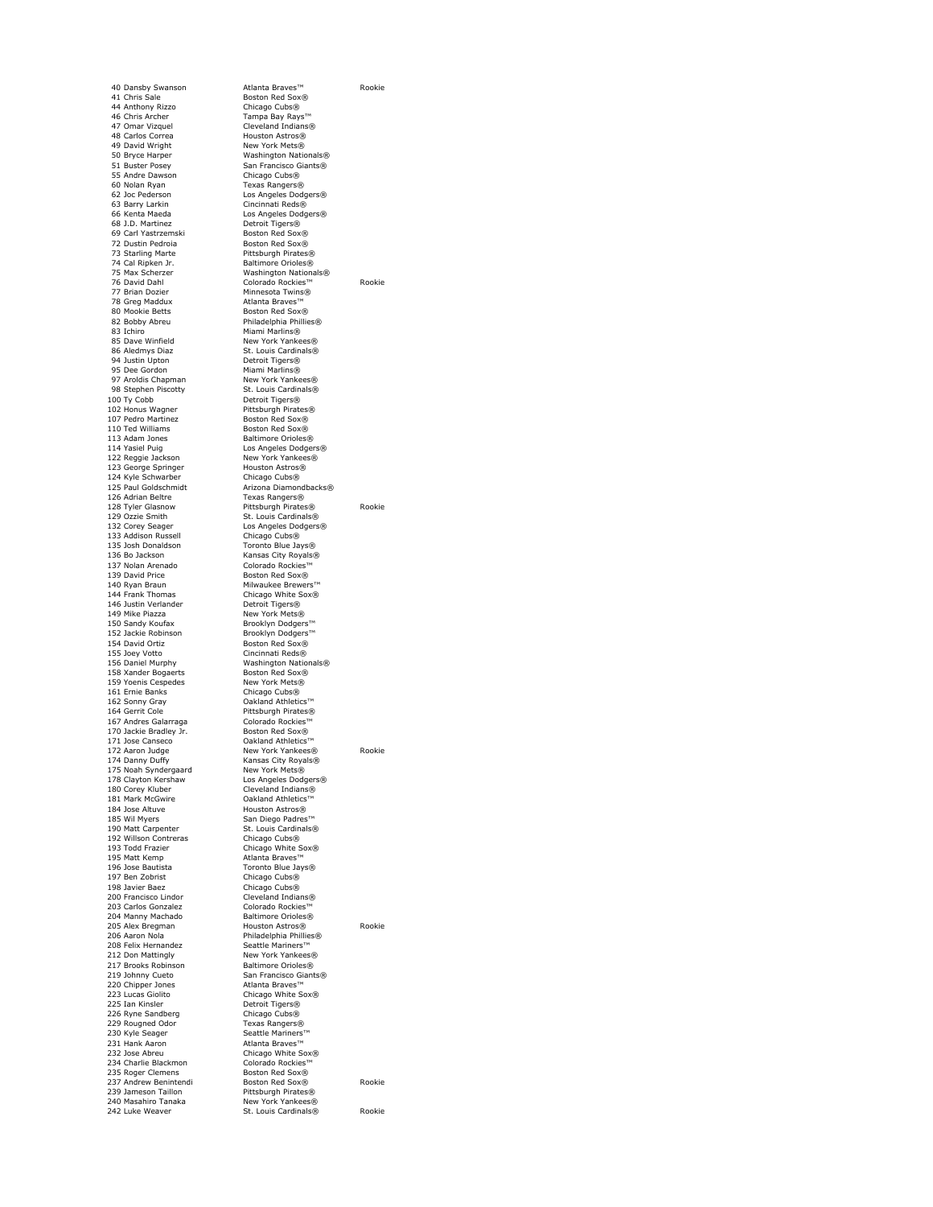| | | | |
|---|---|---|---|
| 40 | Dansby Swanson | Atlanta Braves™ | Rookie |
| 41 | Chris Sale | Boston Red Sox® | |
| 44 | Anthony Rizzo | Chicago Cubs® | |
| 46 | Chris Archer | Tampa Bay Rays™ | |
| 47 | Omar Vizquel | Cleveland Indians® | |
| 48 | Carlos Correa | Houston Astros® | |
| 49 | David Wright | New York Mets® | |
| 50 | Bryce Harper | Washington Nationals® | |
| 51 | Buster Posey | San Francisco Giants® | |
| 55 | Andre Dawson | Chicago Cubs® | |
| 60 | Nolan Ryan | Texas Rangers® | |
| 62 | Joc Pederson | Los Angeles Dodgers® | |
| 63 | Barry Larkin | Cincinnati Reds® | |
| 66 | Kenta Maeda | Los Angeles Dodgers® | |
| 68 | J.D. Martinez | Detroit Tigers® | |
| 69 | Carl Yastrzemski | Boston Red Sox® | |
| 72 | Dustin Pedroia | Boston Red Sox® | |
| 73 | Starling Marte | Pittsburgh Pirates® | |
| 74 | Cal Ripken Jr. | Baltimore Orioles® | |
| 75 | Max Scherzer | Washington Nationals® | |
| 76 | David Dahl | Colorado Rockies™ | Rookie |
| 77 | Brian Dozier | Minnesota Twins® | |
| 78 | Greg Maddux | Atlanta Braves™ | |
| 80 | Mookie Betts | Boston Red Sox® | |
| 82 | Bobby Abreu | Philadelphia Phillies® | |
| 83 | Ichiro | Miami Marlins® | |
| 85 | Dave Winfield | New York Yankees® | |
| 86 | Aledmys Diaz | St. Louis Cardinals® | |
| 94 | Justin Upton | Detroit Tigers® | |
| 95 | Dee Gordon | Miami Marlins® | |
| 97 | Aroldis Chapman | New York Yankees® | |
| 98 | Stephen Piscotty | St. Louis Cardinals® | |
| 100 | Ty Cobb | Detroit Tigers® | |
| 102 | Honus Wagner | Pittsburgh Pirates® | |
| 107 | Pedro Martinez | Boston Red Sox® | |
| 110 | Ted Williams | Boston Red Sox® | |
| 113 | Adam Jones | Baltimore Orioles® | |
| 114 | Yasiel Puig | Los Angeles Dodgers® | |
| 122 | Reggie Jackson | New York Yankees® | |
| 123 | George Springer | Houston Astros® | |
| 124 | Kyle Schwarber | Chicago Cubs® | |
| 125 | Paul Goldschmidt | Arizona Diamondbacks® | |
| 126 | Adrian Beltre | Texas Rangers® | |
| 128 | Tyler Glasnow | Pittsburgh Pirates® | Rookie |
| 129 | Ozzie Smith | St. Louis Cardinals® | |
| 132 | Corey Seager | Los Angeles Dodgers® | |
| 133 | Addison Russell | Chicago Cubs® | |
| 135 | Josh Donaldson | Toronto Blue Jays® | |
| 136 | Bo Jackson | Kansas City Royals® | |
| 137 | Nolan Arenado | Colorado Rockies™ | |
| 139 | David Price | Boston Red Sox® | |
| 140 | Ryan Braun | Milwaukee Brewers™ | |
| 144 | Frank Thomas | Chicago White Sox® | |
| 146 | Justin Verlander | Detroit Tigers® | |
| 149 | Mike Piazza | New York Mets® | |
| 150 | Sandy Koufax | Brooklyn Dodgers™ | |
| 152 | Jackie Robinson | Brooklyn Dodgers™ | |
| 154 | David Ortiz | Boston Red Sox® | |
| 155 | Joey Votto | Cincinnati Reds® | |
| 156 | Daniel Murphy | Washington Nationals® | |
| 158 | Xander Bogaerts | Boston Red Sox® | |
| 159 | Yoenis Cespedes | New York Mets® | |
| 161 | Ernie Banks | Chicago Cubs® | |
| 162 | Sonny Gray | Oakland Athletics™ | |
| 164 | Gerrit Cole | Pittsburgh Pirates® | |
| 167 | Andres Galarraga | Colorado Rockies™ | |
| 170 | Jackie Bradley Jr. | Boston Red Sox® | |
| 171 | Jose Canseco | Oakland Athletics™ | |
| 172 | Aaron Judge | New York Yankees® | Rookie |
| 174 | Danny Duffy | Kansas City Royals® | |
| 175 | Noah Syndergaard | New York Mets® | |
| 178 | Clayton Kershaw | Los Angeles Dodgers® | |
| 180 | Corey Kluber | Cleveland Indians® | |
| 181 | Mark McGwire | Oakland Athletics™ | |
| 184 | Jose Altuve | Houston Astros® | |
| 185 | Wil Myers | San Diego Padres™ | |
| 190 | Matt Carpenter | St. Louis Cardinals® | |
| 192 | Willson Contreras | Chicago Cubs® | |
| 193 | Todd Frazier | Chicago White Sox® | |
| 195 | Matt Kemp | Atlanta Braves™ | |
| 196 | Jose Bautista | Toronto Blue Jays® | |
| 197 | Ben Zobrist | Chicago Cubs® | |
| 198 | Javier Baez | Chicago Cubs® | |
| 200 | Francisco Lindor | Cleveland Indians® | |
| 203 | Carlos Gonzalez | Colorado Rockies™ | |
| 204 | Manny Machado | Baltimore Orioles® | |
| 205 | Alex Bregman | Houston Astros® | Rookie |
| 206 | Aaron Nola | Philadelphia Phillies® | |
| 208 | Felix Hernandez | Seattle Mariners™ | |
| 212 | Don Mattingly | New York Yankees® | |
| 217 | Brooks Robinson | Baltimore Orioles® | |
| 219 | Johnny Cueto | San Francisco Giants® | |
| 220 | Chipper Jones | Atlanta Braves™ | |
| 223 | Lucas Giolito | Chicago White Sox® | |
| 225 | Ian Kinsler | Detroit Tigers® | |
| 226 | Ryne Sandberg | Chicago Cubs® | |
| 229 | Rougned Odor | Texas Rangers® | |
| 230 | Kyle Seager | Seattle Mariners™ | |
| 231 | Hank Aaron | Atlanta Braves™ | |
| 232 | Jose Abreu | Chicago White Sox® | |
| 234 | Charlie Blackmon | Colorado Rockies™ | |
| 235 | Roger Clemens | Boston Red Sox® | |
| 237 | Andrew Benintendi | Boston Red Sox® | Rookie |
| 239 | Jameson Taillon | Pittsburgh Pirates® | |
| 240 | Masahiro Tanaka | New York Yankees® | |
| 242 | Luke Weaver | St. Louis Cardinals® | Rookie |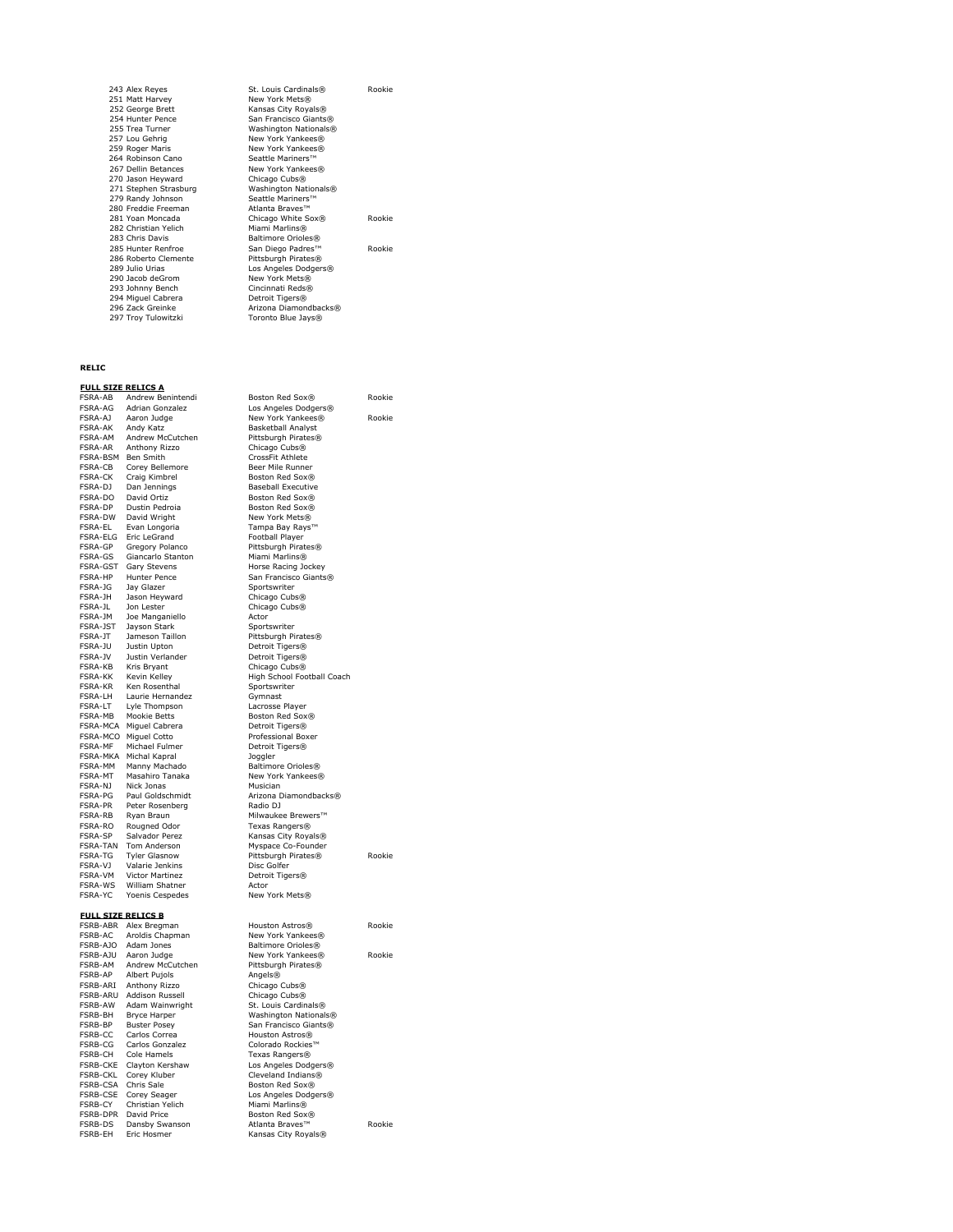| | | |
|---|---|---|
| 243 Alex Reyes | St. Louis Cardinals® | Rookie |
| 251 Matt Harvey | New York Mets® | |
| 252 George Brett | Kansas City Royals® | |
| 254 Hunter Pence | San Francisco Giants® | |
| 255 Trea Turner | Washington Nationals® | |
| 257 Lou Gehrig | New York Yankees® | |
| 259 Roger Maris | New York Yankees® | |
| 264 Robinson Cano | Seattle Mariners™ | |
| 267 Dellin Betances | New York Yankees® | |
| 270 Jason Heyward | Chicago Cubs® | |
| 271 Stephen Strasburg | Washington Nationals® | |
| 279 Randy Johnson | Seattle Mariners™ | |
| 280 Freddie Freeman | Atlanta Braves™ | |
| 281 Yoan Moncada | Chicago White Sox® | Rookie |
| 282 Christian Yelich | Miami Marlins® | |
| 283 Chris Davis | Baltimore Orioles® | |
| 285 Hunter Renfroe | San Diego Padres™ | Rookie |
| 286 Roberto Clemente | Pittsburgh Pirates® | |
| 289 Julio Urias | Los Angeles Dodgers® | |
| 290 Jacob deGrom | New York Mets® | |
| 293 Johnny Bench | Cincinnati Reds® | |
| 294 Miguel Cabrera | Detroit Tigers® | |
| 296 Zack Greinke | Arizona Diamondbacks® | |
| 297 Troy Tulowitzki | Toronto Blue Jays® | |

**RELIC**

**FULL SIZE RELICS A**

| | | | |
|---|---|---|---|
| FSRA-AB | Andrew Benintendi | Boston Red Sox® | Rookie |
| FSRA-AG | Adrian Gonzalez | Los Angeles Dodgers® | |
| FSRA-AJ | Aaron Judge | New York Yankees® | Rookie |
| FSRA-AK | Andy Katz | Basketball Analyst | |
| FSRA-AM | Andrew McCutchen | Pittsburgh Pirates® | |
| FSRA-AR | Anthony Rizzo | Chicago Cubs® | |
| FSRA-BSM | Ben Smith | CrossFit Athlete | |
| FSRA-CB | Corey Bellemore | Beer Mile Runner | |
| FSRA-CK | Craig Kimbrel | Boston Red Sox® | |
| FSRA-DJ | Dan Jennings | Baseball Executive | |
| FSRA-DO | David Ortiz | Boston Red Sox® | |
| FSRA-DP | Dustin Pedroia | Boston Red Sox® | |
| FSRA-DW | David Wright | New York Mets® | |
| FSRA-EL | Evan Longoria | Tampa Bay Rays™ | |
| FSRA-ELG | Eric LeGrand | Football Player | |
| FSRA-GP | Gregory Polanco | Pittsburgh Pirates® | |
| FSRA-GS | Giancarlo Stanton | Miami Marlins® | |
| FSRA-GST | Gary Stevens | Horse Racing Jockey | |
| FSRA-HP | Hunter Pence | San Francisco Giants® | |
| FSRA-JG | Jay Glazer | Sportswriter | |
| FSRA-JH | Jason Heyward | Chicago Cubs® | |
| FSRA-JL | Jon Lester | Chicago Cubs® | |
| FSRA-JM | Joe Manganiello | Actor | |
| FSRA-JST | Jayson Stark | Sportswriter | |
| FSRA-JT | Jameson Taillon | Pittsburgh Pirates® | |
| FSRA-JU | Justin Upton | Detroit Tigers® | |
| FSRA-JV | Justin Verlander | Detroit Tigers® | |
| FSRA-KB | Kris Bryant | Chicago Cubs® | |
| FSRA-KK | Kevin Kelley | High School Football Coach | |
| FSRA-KR | Ken Rosenthal | Sportswriter | |
| FSRA-LH | Laurie Hernandez | Gymnast | |
| FSRA-LT | Lyle Thompson | Lacrosse Player | |
| FSRA-MB | Mookie Betts | Boston Red Sox® | |
| FSRA-MCA | Miguel Cabrera | Detroit Tigers® | |
| FSRA-MCO | Miguel Cotto | Professional Boxer | |
| FSRA-MF | Michael Fulmer | Detroit Tigers® | |
| FSRA-MKA | Michal Kapral | Joggler | |
| FSRA-MM | Manny Machado | Baltimore Orioles® | |
| FSRA-MT | Masahiro Tanaka | New York Yankees® | |
| FSRA-NJ | Nick Jonas | Musician | |
| FSRA-PG | Paul Goldschmidt | Arizona Diamondbacks® | |
| FSRA-PR | Peter Rosenberg | Radio DJ | |
| FSRA-RB | Ryan Braun | Milwaukee Brewers™ | |
| FSRA-RO | Rougned Odor | Texas Rangers® | |
| FSRA-SP | Salvador Perez | Kansas City Royals® | |
| FSRA-TAN | Tom Anderson | Myspace Co-Founder | |
| FSRA-TG | Tyler Glasnow | Pittsburgh Pirates® | Rookie |
| FSRA-VJ | Valarie Jenkins | Disc Golfer | |
| FSRA-VM | Victor Martinez | Detroit Tigers® | |
| FSRA-WS | William Shatner | Actor | |
| FSRA-YC | Yoenis Cespedes | New York Mets® | |

**FULL SIZE RELICS B**

| | | | |
|---|---|---|---|
| FSRB-ABR | Alex Bregman | Houston Astros® | Rookie |
| FSRB-AC | Aroldis Chapman | New York Yankees® | |
| FSRB-AJO | Adam Jones | Baltimore Orioles® | |
| FSRB-AJU | Aaron Judge | New York Yankees® | Rookie |
| FSRB-AM | Andrew McCutchen | Pittsburgh Pirates® | |
| FSRB-AP | Albert Pujols | Angels® | |
| FSRB-ARI | Anthony Rizzo | Chicago Cubs® | |
| FSRB-ARU | Addison Russell | Chicago Cubs® | |
| FSRB-AW | Adam Wainwright | St. Louis Cardinals® | |
| FSRB-BH | Bryce Harper | Washington Nationals® | |
| FSRB-BP | Buster Posey | San Francisco Giants® | |
| FSRB-CC | Carlos Correa | Houston Astros® | |
| FSRB-CG | Carlos Gonzalez | Colorado Rockies™ | |
| FSRB-CH | Cole Hamels | Texas Rangers® | |
| FSRB-CKE | Clayton Kershaw | Los Angeles Dodgers® | |
| FSRB-CKL | Corey Kluber | Cleveland Indians® | |
| FSRB-CSA | Chris Sale | Boston Red Sox® | |
| FSRB-CSE | Corey Seager | Los Angeles Dodgers® | |
| FSRB-CY | Christian Yelich | Miami Marlins® | |
| FSRB-DPR | David Price | Boston Red Sox® | |
| FSRB-DS | Dansby Swanson | Atlanta Braves™ | Rookie |
| FSRB-EH | Eric Hosmer | Kansas City Royals® | |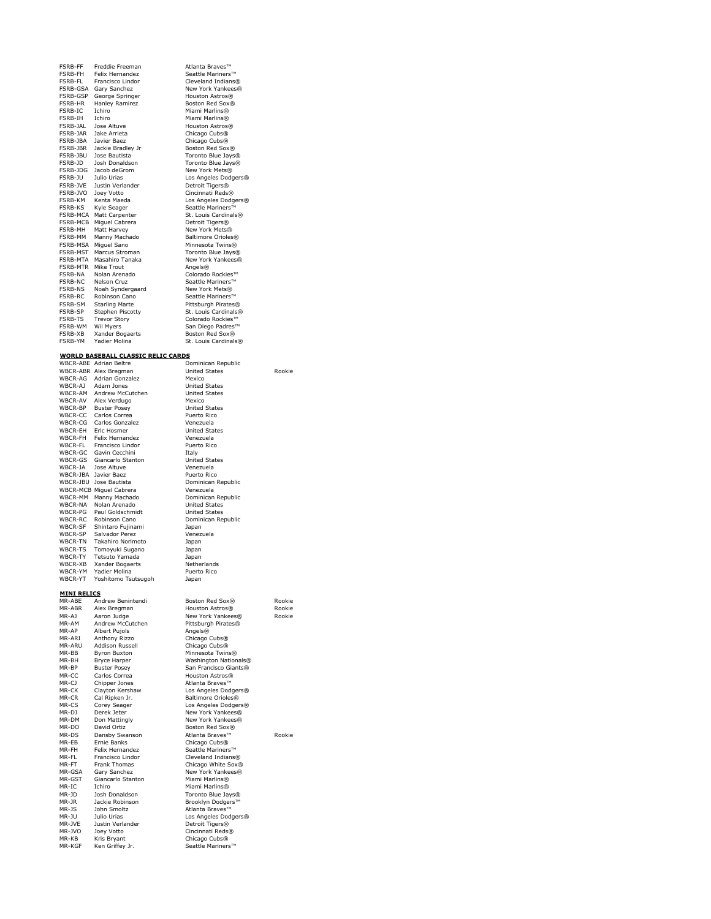| | | | |
|---|---|---|---|
| FSRB-FF | Freddie Freeman | Atlanta Braves™ | |
| FSRB-FH | Felix Hernandez | Seattle Mariners™ | |
| FSRB-FL | Francisco Lindor | Cleveland Indians® | |
| FSRB-GSA | Gary Sanchez | New York Yankees® | |
| FSRB-GSP | George Springer | Houston Astros® | |
| FSRB-HR | Hanley Ramirez | Boston Red Sox® | |
| FSRB-IC | Ichiro | Miami Marlins® | |
| FSRB-IH | Ichiro | Miami Marlins® | |
| FSRB-JAL | Jose Altuve | Houston Astros® | |
| FSRB-JAR | Jake Arrieta | Chicago Cubs® | |
| FSRB-JBA | Javier Baez | Chicago Cubs® | |
| FSRB-JBR | Jackie Bradley Jr | Boston Red Sox® | |
| FSRB-JBU | Jose Bautista | Toronto Blue Jays® | |
| FSRB-JD | Josh Donaldson | Toronto Blue Jays® | |
| FSRB-JDG | Jacob deGrom | New York Mets® | |
| FSRB-JU | Julio Urias | Los Angeles Dodgers® | |
| FSRB-JVE | Justin Verlander | Detroit Tigers® | |
| FSRB-JVO | Joey Votto | Cincinnati Reds® | |
| FSRB-KM | Kenta Maeda | Los Angeles Dodgers® | |
| FSRB-KS | Kyle Seager | Seattle Mariners™ | |
| FSRB-MCA | Matt Carpenter | St. Louis Cardinals® | |
| FSRB-MCB | Miguel Cabrera | Detroit Tigers® | |
| FSRB-MH | Matt Harvey | New York Mets® | |
| FSRB-MM | Manny Machado | Baltimore Orioles® | |
| FSRB-MSA | Miguel Sano | Minnesota Twins® | |
| FSRB-MST | Marcus Stroman | Toronto Blue Jays® | |
| FSRB-MTA | Masahiro Tanaka | New York Yankees® | |
| FSRB-MTR | Mike Trout | Angels® | |
| FSRB-NA | Nolan Arenado | Colorado Rockies™ | |
| FSRB-NC | Nelson Cruz | Seattle Mariners™ | |
| FSRB-NS | Noah Syndergaard | New York Mets® | |
| FSRB-RC | Robinson Cano | Seattle Mariners™ | |
| FSRB-SM | Starling Marte | Pittsburgh Pirates® | |
| FSRB-SP | Stephen Piscotty | St. Louis Cardinals® | |
| FSRB-TS | Trevor Story | Colorado Rockies™ | |
| FSRB-WM | Wil Myers | San Diego Padres™ | |
| FSRB-XB | Xander Bogaerts | Boston Red Sox® | |
| FSRB-YM | Yadier Molina | St. Louis Cardinals® | |

**WORLD BASEBALL CLASSIC RELIC CARDS**

| | | | |
|---|---|---|---|
| WBCR-ABE | Adrian Beltre | Dominican Republic | |
| WBCR-ABR | Alex Bregman | United States | Rookie |
| WBCR-AG | Adrian Gonzalez | Mexico | |
| WBCR-AJ | Adam Jones | United States | |
| WBCR-AM | Andrew McCutchen | United States | |
| WBCR-AV | Alex Verdugo | Mexico | |
| WBCR-BP | Buster Posey | United States | |
| WBCR-CC | Carlos Correa | Puerto Rico | |
| WBCR-CG | Carlos Gonzalez | Venezuela | |
| WBCR-EH | Eric Hosmer | United States | |
| WBCR-FH | Felix Hernandez | Venezuela | |
| WBCR-FL | Francisco Lindor | Puerto Rico | |
| WBCR-GC | Gavin Cecchini | Italy | |
| WBCR-GS | Giancarlo Stanton | United States | |
| WBCR-JA | Jose Altuve | Venezuela | |
| WBCR-JBA | Javier Baez | Puerto Rico | |
| WBCR-JBU | Jose Bautista | Dominican Republic | |
| WBCR-MCB | Miguel Cabrera | Venezuela | |
| WBCR-MM | Manny Machado | Dominican Republic | |
| WBCR-NA | Nolan Arenado | United States | |
| WBCR-PG | Paul Goldschmidt | United States | |
| WBCR-RC | Robinson Cano | Dominican Republic | |
| WBCR-SF | Shintaro Fujinami | Japan | |
| WBCR-SP | Salvador Perez | Venezuela | |
| WBCR-TN | Takahiro Norimoto | Japan | |
| WBCR-TS | Tomoyuki Sugano | Japan | |
| WBCR-TY | Tetsuto Yamada | Japan | |
| WBCR-XB | Xander Bogaerts | Netherlands | |
| WBCR-YM | Yadier Molina | Puerto Rico | |
| WBCR-YT | Yoshitomo Tsutsugoh | Japan | |

**MINI RELICS**

| | | | |
|---|---|---|---|
| MR-ABE | Andrew Benintendi | Boston Red Sox® | Rookie |
| MR-ABR | Alex Bregman | Houston Astros® | Rookie |
| MR-AJ | Aaron Judge | New York Yankees® | Rookie |
| MR-AM | Andrew McCutchen | Pittsburgh Pirates® | |
| MR-AP | Albert Pujols | Angels® | |
| MR-ARI | Anthony Rizzo | Chicago Cubs® | |
| MR-ARU | Addison Russell | Chicago Cubs® | |
| MR-BB | Byron Buxton | Minnesota Twins® | |
| MR-BH | Bryce Harper | Washington Nationals® | |
| MR-BP | Buster Posey | San Francisco Giants® | |
| MR-CC | Carlos Correa | Houston Astros® | |
| MR-CJ | Chipper Jones | Atlanta Braves™ | |
| MR-CK | Clayton Kershaw | Los Angeles Dodgers® | |
| MR-CR | Cal Ripken Jr. | Baltimore Orioles® | |
| MR-CS | Corey Seager | Los Angeles Dodgers® | |
| MR-DJ | Derek Jeter | New York Yankees® | |
| MR-DM | Don Mattingly | New York Yankees® | |
| MR-DO | David Ortiz | Boston Red Sox® | |
| MR-DS | Dansby Swanson | Atlanta Braves™ | Rookie |
| MR-EB | Ernie Banks | Chicago Cubs® | |
| MR-FH | Felix Hernandez | Seattle Mariners™ | |
| MR-FL | Francisco Lindor | Cleveland Indians® | |
| MR-FT | Frank Thomas | Chicago White Sox® | |
| MR-GSA | Gary Sanchez | New York Yankees® | |
| MR-GST | Giancarlo Stanton | Miami Marlins® | |
| MR-IC | Ichiro | Miami Marlins® | |
| MR-JD | Josh Donaldson | Toronto Blue Jays® | |
| MR-JR | Jackie Robinson | Brooklyn Dodgers™ | |
| MR-JS | John Smoltz | Atlanta Braves™ | |
| MR-JU | Julio Urias | Los Angeles Dodgers® | |
| MR-JVE | Justin Verlander | Detroit Tigers® | |
| MR-JVO | Joey Votto | Cincinnati Reds® | |
| MR-KB | Kris Bryant | Chicago Cubs® | |
| MR-KGF | Ken Griffey Jr. | Seattle Mariners™ | |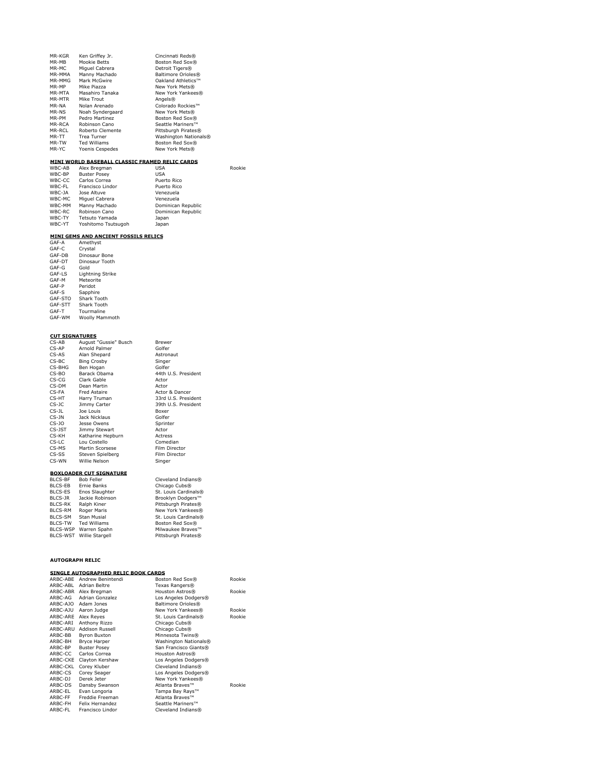| | | | |
|---|---|---|---|
| MR-KGR | Ken Griffey Jr. | Cincinnati Reds® | |
| MR-MB | Mookie Betts | Boston Red Sox® | |
| MR-MC | Miguel Cabrera | Detroit Tigers® | |
| MR-MMA | Manny Machado | Baltimore Orioles® | |
| MR-MMG | Mark McGwire | Oakland Athletics™ | |
| MR-MP | Mike Piazza | New York Mets® | |
| MR-MTA | Masahiro Tanaka | New York Yankees® | |
| MR-MTR | Mike Trout | Angels® | |
| MR-NA | Nolan Arenado | Colorado Rockies™ | |
| MR-NS | Noah Syndergaard | New York Mets® | |
| MR-PM | Pedro Martinez | Boston Red Sox® | |
| MR-RCA | Robinson Cano | Seattle Mariners™ | |
| MR-RCL | Roberto Clemente | Pittsburgh Pirates® | |
| MR-TT | Trea Turner | Washington Nationals® | |
| MR-TW | Ted Williams | Boston Red Sox® | |
| MR-YC | Yoenis Cespedes | New York Mets® | |

**MINI WORLD BASEBALL CLASSIC FRAMED RELIC CARDS**

| | | | |
|---|---|---|---|
| WBC-AB | Alex Bregman | USA | Rookie |
| WBC-BP | Buster Posey | USA | |
| WBC-CC | Carlos Correa | Puerto Rico | |
| WBC-FL | Francisco Lindor | Puerto Rico | |
| WBC-JA | Jose Altuve | Venezuela | |
| WBC-MC | Miguel Cabrera | Venezuela | |
| WBC-MM | Manny Machado | Dominican Republic | |
| WBC-RC | Robinson Cano | Dominican Republic | |
| WBC-TY | Tetsuto Yamada | Japan | |
| WBC-YT | Yoshitomo Tsutsugoh | Japan | |

**MINI GEMS AND ANCIENT FOSSILS RELICS**

| | |
|---|---|
| GAF-A | Amethyst |
| GAF-C | Crystal |
| GAF-DB | Dinosaur Bone |
| GAF-DT | Dinosaur Tooth |
| GAF-G | Gold |
| GAF-LS | Lightning Strike |
| GAF-M | Meteorite |
| GAF-P | Peridot |
| GAF-S | Sapphire |
| GAF-STO | Shark Tooth |
| GAF-STT | Shark Tooth |
| GAF-T | Tourmaline |
| GAF-WM | Woolly Mammoth |

**CUT SIGNATURES**

| | | |
|---|---|---|
| CS-AB | August "Gussie" Busch | Brewer |
| CS-AP | Arnold Palmer | Golfer |
| CS-AS | Alan Shepard | Astronaut |
| CS-BC | Bing Crosby | Singer |
| CS-BHG | Ben Hogan | Golfer |
| CS-BO | Barack Obama | 44th U.S. President |
| CS-CG | Clark Gable | Actor |
| CS-DM | Dean Martin | Actor |
| CS-FA | Fred Astaire | Actor & Dancer |
| CS-HT | Harry Truman | 33rd U.S. President |
| CS-JC | Jimmy Carter | 39th U.S. President |
| CS-JL | Joe Louis | Boxer |
| CS-JN | Jack Nicklaus | Golfer |
| CS-JO | Jesse Owens | Sprinter |
| CS-JST | Jimmy Stewart | Actor |
| CS-KH | Katharine Hepburn | Actress |
| CS-LC | Lou Costello | Comedian |
| CS-MS | Martin Scorsese | Film Director |
| CS-SS | Steven Spielberg | Film Director |
| CS-WN | Willie Nelson | Singer |

**BOXLOADER CUT SIGNATURE**

| | | |
|---|---|---|
| BLCS-BF | Bob Feller | Cleveland Indians® |
| BLCS-EB | Ernie Banks | Chicago Cubs® |
| BLCS-ES | Enos Slaughter | St. Louis Cardinals® |
| BLCS-JR | Jackie Robinson | Brooklyn Dodgers™ |
| BLCS-RK | Ralph Kiner | Pittsburgh Pirates® |
| BLCS-RM | Roger Maris | New York Yankees® |
| BLCS-SM | Stan Musial | St. Louis Cardinals® |
| BLCS-TW | Ted Williams | Boston Red Sox® |
| BLCS-WSP | Warren Spahn | Milwaukee Braves™ |
| BLCS-WST | Willie Stargell | Pittsburgh Pirates® |

**AUTOGRAPH RELIC**

**SINGLE AUTOGRAPHED RELIC BOOK CARDS**

| | | | |
|---|---|---|---|
| ARBC-ABE | Andrew Benintendi | Boston Red Sox® | Rookie |
| ARBC-ABL | Adrian Beltre | Texas Rangers® | |
| ARBC-ABR | Alex Bregman | Houston Astros® | Rookie |
| ARBC-AG | Adrian Gonzalez | Los Angeles Dodgers® | |
| ARBC-AJO | Adam Jones | Baltimore Orioles® | |
| ARBC-AJU | Aaron Judge | New York Yankees® | Rookie |
| ARBC-ARE | Alex Reyes | St. Louis Cardinals® | Rookie |
| ARBC-ARI | Anthony Rizzo | Chicago Cubs® | |
| ARBC-ARU | Addison Russell | Chicago Cubs® | |
| ARBC-BB | Byron Buxton | Minnesota Twins® | |
| ARBC-BH | Bryce Harper | Washington Nationals® | |
| ARBC-BP | Buster Posey | San Francisco Giants® | |
| ARBC-CC | Carlos Correa | Houston Astros® | |
| ARBC-CKE | Clayton Kershaw | Los Angeles Dodgers® | |
| ARBC-CKL | Corey Kluber | Cleveland Indians® | |
| ARBC-CS | Corey Seager | Los Angeles Dodgers® | |
| ARBC-DJ | Derek Jeter | New York Yankees® | |
| ARBC-DS | Dansby Swanson | Atlanta Braves™ | Rookie |
| ARBC-EL | Evan Longoria | Tampa Bay Rays™ | |
| ARBC-FF | Freddie Freeman | Atlanta Braves™ | |
| ARBC-FH | Felix Hernandez | Seattle Mariners™ | |
| ARBC-FL | Francisco Lindor | Cleveland Indians® | |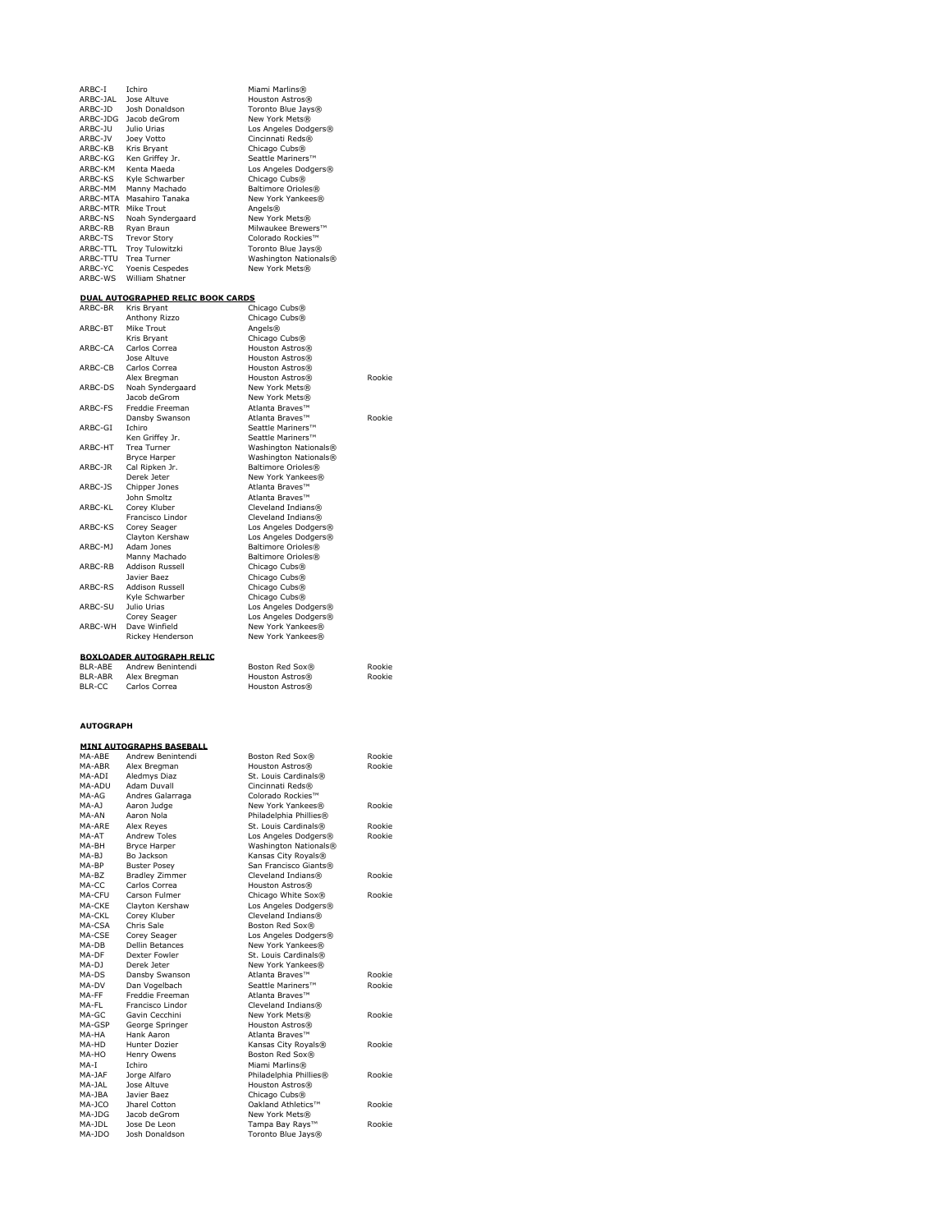| | | | |
|---|---|---|---|
| ARBC-I | Ichiro | Miami Marlins® | |
| ARBC-JAL | Jose Altuve | Houston Astros® | |
| ARBC-JD | Josh Donaldson | Toronto Blue Jays® | |
| ARBC-JDG | Jacob deGrom | New York Mets® | |
| ARBC-JU | Julio Urias | Los Angeles Dodgers® | |
| ARBC-JV | Joey Votto | Cincinnati Reds® | |
| ARBC-KB | Kris Bryant | Chicago Cubs® | |
| ARBC-KG | Ken Griffey Jr. | Seattle Mariners™ | |
| ARBC-KM | Kenta Maeda | Los Angeles Dodgers® | |
| ARBC-KS | Kyle Schwarber | Chicago Cubs® | |
| ARBC-MM | Manny Machado | Baltimore Orioles® | |
| ARBC-MTA | Masahiro Tanaka | New York Yankees® | |
| ARBC-MTR | Mike Trout | Angels® | |
| ARBC-NS | Noah Syndergaard | New York Mets® | |
| ARBC-RB | Ryan Braun | Milwaukee Brewers™ | |
| ARBC-TS | Trevor Story | Colorado Rockies™ | |
| ARBC-TTL | Troy Tulowitzki | Toronto Blue Jays® | |
| ARBC-TTU | Trea Turner | Washington Nationals® | |
| ARBC-YC | Yoenis Cespedes | New York Mets® | |
| ARBC-WS | William Shatner | | |

**DUAL AUTOGRAPHED RELIC BOOK CARDS**

| | | | |
|---|---|---|---|
| ARBC-BR | Kris Bryant | Chicago Cubs® | |
| | Anthony Rizzo | Chicago Cubs® | |
| ARBC-BT | Mike Trout | Angels® | |
| | Kris Bryant | Chicago Cubs® | |
| ARBC-CA | Carlos Correa | Houston Astros® | |
| | Jose Altuve | Houston Astros® | |
| ARBC-CB | Carlos Correa | Houston Astros® | |
| | Alex Bregman | Houston Astros® | Rookie |
| ARBC-DS | Noah Syndergaard | New York Mets® | |
| | Jacob deGrom | New York Mets® | |
| ARBC-FS | Freddie Freeman | Atlanta Braves™ | |
| | Dansby Swanson | Atlanta Braves™ | Rookie |
| ARBC-GI | Ichiro | Seattle Mariners™ | |
| | Ken Griffey Jr. | Seattle Mariners™ | |
| ARBC-HT | Trea Turner | Washington Nationals® | |
| | Bryce Harper | Washington Nationals® | |
| ARBC-JR | Cal Ripken Jr. | Baltimore Orioles® | |
| | Derek Jeter | New York Yankees® | |
| ARBC-JS | Chipper Jones | Atlanta Braves™ | |
| | John Smoltz | Atlanta Braves™ | |
| ARBC-KL | Corey Kluber | Cleveland Indians® | |
| | Francisco Lindor | Cleveland Indians® | |
| ARBC-KS | Corey Seager | Los Angeles Dodgers® | |
| | Clayton Kershaw | Los Angeles Dodgers® | |
| ARBC-MJ | Adam Jones | Baltimore Orioles® | |
| | Manny Machado | Baltimore Orioles® | |
| ARBC-RB | Addison Russell | Chicago Cubs® | |
| | Javier Baez | Chicago Cubs® | |
| ARBC-RS | Addison Russell | Chicago Cubs® | |
| | Kyle Schwarber | Chicago Cubs® | |
| ARBC-SU | Julio Urias | Los Angeles Dodgers® | |
| | Corey Seager | Los Angeles Dodgers® | |
| ARBC-WH | Dave Winfield | New York Yankees® | |
| | Rickey Henderson | New York Yankees® | |

**BOXLOADER AUTOGRAPH RELIC**

| | | | |
|---|---|---|---|
| BLR-ABE | Andrew Benintendi | Boston Red Sox® | Rookie |
| BLR-ABR | Alex Bregman | Houston Astros® | Rookie |
| BLR-CC | Carlos Correa | Houston Astros® | |

**AUTOGRAPH**

**MINI AUTOGRAPHS BASEBALL**

| | | | |
|---|---|---|---|
| MA-ABE | Andrew Benintendi | Boston Red Sox® | Rookie |
| MA-ABR | Alex Bregman | Houston Astros® | Rookie |
| MA-ADI | Aledmys Diaz | St. Louis Cardinals® | |
| MA-ADU | Adam Duvall | Cincinnati Reds® | |
| MA-AG | Andres Galarraga | Colorado Rockies™ | |
| MA-AJ | Aaron Judge | New York Yankees® | Rookie |
| MA-AN | Aaron Nola | Philadelphia Phillies® | |
| MA-ARE | Alex Reyes | St. Louis Cardinals® | Rookie |
| MA-AT | Andrew Toles | Los Angeles Dodgers® | Rookie |
| MA-BH | Bryce Harper | Washington Nationals® | |
| MA-BJ | Bo Jackson | Kansas City Royals® | |
| MA-BP | Buster Posey | San Francisco Giants® | |
| MA-BZ | Bradley Zimmer | Cleveland Indians® | Rookie |
| MA-CC | Carlos Correa | Houston Astros® | |
| MA-CFU | Carson Fulmer | Chicago White Sox® | Rookie |
| MA-CKE | Clayton Kershaw | Los Angeles Dodgers® | |
| MA-CKL | Corey Kluber | Cleveland Indians® | |
| MA-CSA | Chris Sale | Boston Red Sox® | |
| MA-CSE | Corey Seager | Los Angeles Dodgers® | |
| MA-DB | Dellin Betances | New York Yankees® | |
| MA-DF | Dexter Fowler | St. Louis Cardinals® | |
| MA-DJ | Derek Jeter | New York Yankees® | |
| MA-DS | Dansby Swanson | Atlanta Braves™ | Rookie |
| MA-DV | Dan Vogelbach | Seattle Mariners™ | Rookie |
| MA-FF | Freddie Freeman | Atlanta Braves™ | |
| MA-FL | Francisco Lindor | Cleveland Indians® | |
| MA-GC | Gavin Cecchini | New York Mets® | Rookie |
| MA-GSP | George Springer | Houston Astros® | |
| MA-HA | Hank Aaron | Atlanta Braves™ | |
| MA-HD | Hunter Dozier | Kansas City Royals® | Rookie |
| MA-HO | Henry Owens | Boston Red Sox® | |
| MA-I | Ichiro | Miami Marlins® | |
| MA-JAF | Jorge Alfaro | Philadelphia Phillies® | Rookie |
| MA-JAL | Jose Altuve | Houston Astros® | |
| MA-JBA | Javier Baez | Chicago Cubs® | |
| MA-JCO | Jharel Cotton | Oakland Athletics™ | Rookie |
| MA-JDG | Jacob deGrom | New York Mets® | |
| MA-JDL | Jose De Leon | Tampa Bay Rays™ | Rookie |
| MA-JDO | Josh Donaldson | Toronto Blue Jays® | |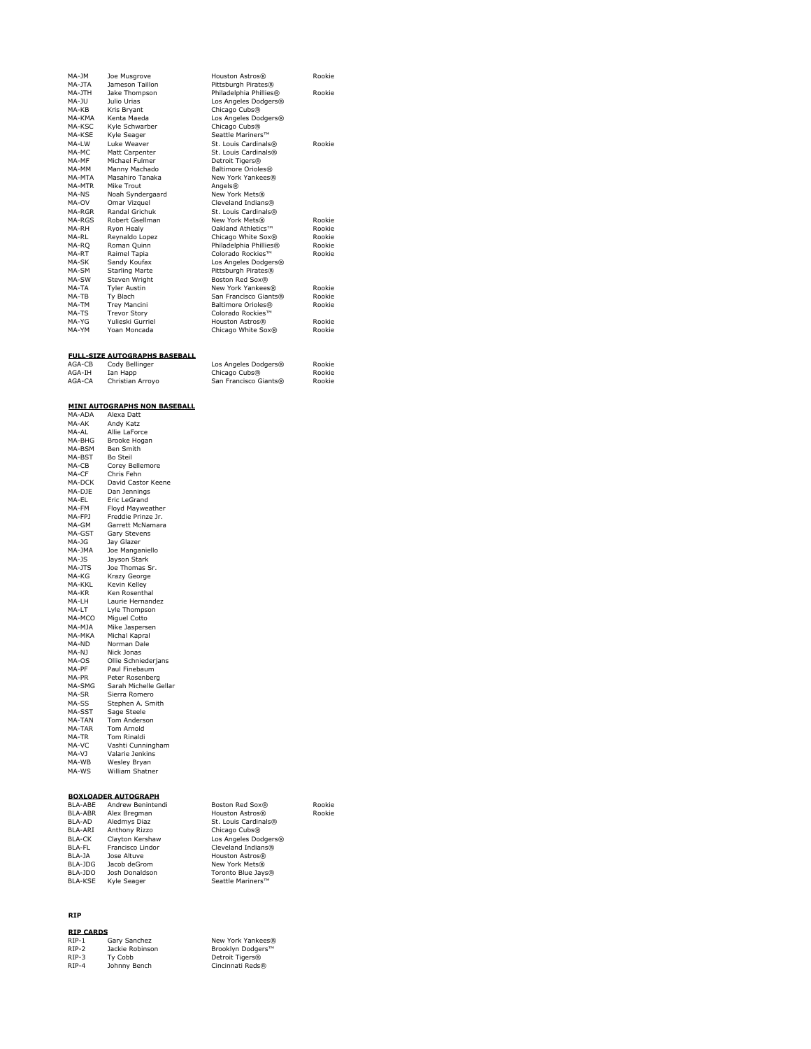| | | | |
|---|---|---|---|
| MA-JM | Joe Musgrove | Houston Astros® | Rookie |
| MA-JTA | Jameson Taillon | Pittsburgh Pirates® | |
| MA-JTH | Jake Thompson | Philadelphia Phillies® | Rookie |
| MA-JU | Julio Urias | Los Angeles Dodgers® | |
| MA-KB | Kris Bryant | Chicago Cubs® | |
| MA-KMA | Kenta Maeda | Los Angeles Dodgers® | |
| MA-KSC | Kyle Schwarber | Chicago Cubs® | |
| MA-KSE | Kyle Seager | Seattle Mariners™ | |
| MA-LW | Luke Weaver | St. Louis Cardinals® | Rookie |
| MA-MC | Matt Carpenter | St. Louis Cardinals® | |
| MA-MF | Michael Fulmer | Detroit Tigers® | |
| MA-MM | Manny Machado | Baltimore Orioles® | |
| MA-MTA | Masahiro Tanaka | New York Yankees® | |
| MA-MTR | Mike Trout | Angels® | |
| MA-NS | Noah Syndergaard | New York Mets® | |
| MA-OV | Omar Vizquel | Cleveland Indians® | |
| MA-RGR | Randal Grichuk | St. Louis Cardinals® | |
| MA-RGS | Robert Gsellman | New York Mets® | Rookie |
| MA-RH | Ryon Healy | Oakland Athletics™ | Rookie |
| MA-RL | Reynaldo Lopez | Chicago White Sox® | Rookie |
| MA-RQ | Roman Quinn | Philadelphia Phillies® | Rookie |
| MA-RT | Raimel Tapia | Colorado Rockies™ | Rookie |
| MA-SK | Sandy Koufax | Los Angeles Dodgers® | |
| MA-SM | Starling Marte | Pittsburgh Pirates® | |
| MA-SW | Steven Wright | Boston Red Sox® | |
| MA-TA | Tyler Austin | New York Yankees® | Rookie |
| MA-TB | Ty Blach | San Francisco Giants® | Rookie |
| MA-TM | Trey Mancini | Baltimore Orioles® | Rookie |
| MA-TS | Trevor Story | Colorado Rockies™ | |
| MA-YG | Yulieski Gurriel | Houston Astros® | Rookie |
| MA-YM | Yoan Moncada | Chicago White Sox® | Rookie |

**FULL-SIZE AUTOGRAPHS BASEBALL**

| | | | |
|---|---|---|---|
| AGA-CB | Cody Bellinger | Los Angeles Dodgers® | Rookie |
| AGA-IH | Ian Happ | Chicago Cubs® | Rookie |
| AGA-CA | Christian Arroyo | San Francisco Giants® | Rookie |

**MINI AUTOGRAPHS NON BASEBALL**

| | |
|---|---|
| MA-ADA | Alexa Datt |
| MA-AK | Andy Katz |
| MA-AL | Allie LaForce |
| MA-BHG | Brooke Hogan |
| MA-BSM | Ben Smith |
| MA-BST | Bo Steil |
| MA-CB | Corey Bellemore |
| MA-CF | Chris Fehn |
| MA-DCK | David Castor Keene |
| MA-DJE | Dan Jennings |
| MA-EL | Eric LeGrand |
| MA-FM | Floyd Mayweather |
| MA-FPJ | Freddie Prinze Jr. |
| MA-GM | Garrett McNamara |
| MA-GST | Gary Stevens |
| MA-JG | Jay Glazer |
| MA-JMA | Joe Manganiello |
| MA-JS | Jayson Stark |
| MA-JTS | Joe Thomas Sr. |
| MA-KG | Krazy George |
| MA-KKL | Kevin Kelley |
| MA-KR | Ken Rosenthal |
| MA-LH | Laurie Hernandez |
| MA-LT | Lyle Thompson |
| MA-MCO | Miguel Cotto |
| MA-MJA | Mike Jaspersen |
| MA-MKA | Michal Kapral |
| MA-ND | Norman Dale |
| MA-NJ | Nick Jonas |
| MA-OS | Ollie Schniederjans |
| MA-PF | Paul Finebaum |
| MA-PR | Peter Rosenberg |
| MA-SMG | Sarah Michelle Gellar |
| MA-SR | Sierra Romero |
| MA-SS | Stephen A. Smith |
| MA-SST | Sage Steele |
| MA-TAN | Tom Anderson |
| MA-TAR | Tom Arnold |
| MA-TR | Tom Rinaldi |
| MA-VC | Vashti Cunningham |
| MA-VJ | Valarie Jenkins |
| MA-WB | Wesley Bryan |
| MA-WS | William Shatner |

**BOXLOADER AUTOGRAPH**

| | | | |
|---|---|---|---|
| BLA-ABE | Andrew Benintendi | Boston Red Sox® | Rookie |
| BLA-ABR | Alex Bregman | Houston Astros® | Rookie |
| BLA-AD | Aledmys Diaz | St. Louis Cardinals® | |
| BLA-ARI | Anthony Rizzo | Chicago Cubs® | |
| BLA-CK | Clayton Kershaw | Los Angeles Dodgers® | |
| BLA-FL | Francisco Lindor | Cleveland Indians® | |
| BLA-JA | Jose Altuve | Houston Astros® | |
| BLA-JDG | Jacob deGrom | New York Mets® | |
| BLA-JDO | Josh Donaldson | Toronto Blue Jays® | |
| BLA-KSE | Kyle Seager | Seattle Mariners™ | |

**RIP**

**RIP CARDS**

| | | |
|---|---|---|
| RIP-1 | Gary Sanchez | New York Yankees® |
| RIP-2 | Jackie Robinson | Brooklyn Dodgers™ |
| RIP-3 | Ty Cobb | Detroit Tigers® |
| RIP-4 | Johnny Bench | Cincinnati Reds® |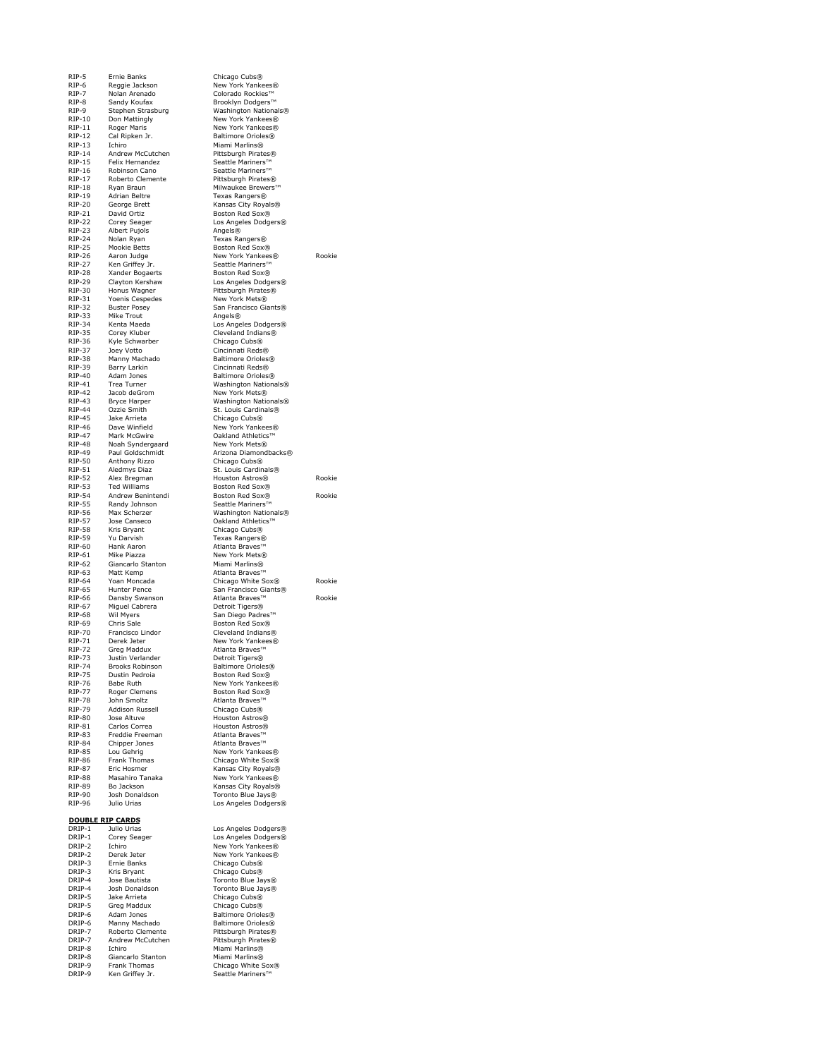| | | | |
|---|---|---|---|
| RIP-5 | Ernie Banks | Chicago Cubs® | |
| RIP-6 | Reggie Jackson | New York Yankees® | |
| RIP-7 | Nolan Arenado | Colorado Rockies™ | |
| RIP-8 | Sandy Koufax | Brooklyn Dodgers™ | |
| RIP-9 | Stephen Strasburg | Washington Nationals® | |
| RIP-10 | Don Mattingly | New York Yankees® | |
| RIP-11 | Roger Maris | New York Yankees® | |
| RIP-12 | Cal Ripken Jr. | Baltimore Orioles® | |
| RIP-13 | Ichiro | Miami Marlins® | |
| RIP-14 | Andrew McCutchen | Pittsburgh Pirates® | |
| RIP-15 | Felix Hernandez | Seattle Mariners™ | |
| RIP-16 | Robinson Cano | Seattle Mariners™ | |
| RIP-17 | Roberto Clemente | Pittsburgh Pirates® | |
| RIP-18 | Ryan Braun | Milwaukee Brewers™ | |
| RIP-19 | Adrian Beltre | Texas Rangers® | |
| RIP-20 | George Brett | Kansas City Royals® | |
| RIP-21 | David Ortiz | Boston Red Sox® | |
| RIP-22 | Corey Seager | Los Angeles Dodgers® | |
| RIP-23 | Albert Pujols | Angels® | |
| RIP-24 | Nolan Ryan | Texas Rangers® | |
| RIP-25 | Mookie Betts | Boston Red Sox® | |
| RIP-26 | Aaron Judge | New York Yankees® | Rookie |
| RIP-27 | Ken Griffey Jr. | Seattle Mariners™ | |
| RIP-28 | Xander Bogaerts | Boston Red Sox® | |
| RIP-29 | Clayton Kershaw | Los Angeles Dodgers® | |
| RIP-30 | Honus Wagner | Pittsburgh Pirates® | |
| RIP-31 | Yoenis Cespedes | New York Mets® | |
| RIP-32 | Buster Posey | San Francisco Giants® | |
| RIP-33 | Mike Trout | Angels® | |
| RIP-34 | Kenta Maeda | Los Angeles Dodgers® | |
| RIP-35 | Corey Kluber | Cleveland Indians® | |
| RIP-36 | Kyle Schwarber | Chicago Cubs® | |
| RIP-37 | Joey Votto | Cincinnati Reds® | |
| RIP-38 | Manny Machado | Baltimore Orioles® | |
| RIP-39 | Barry Larkin | Cincinnati Reds® | |
| RIP-40 | Adam Jones | Baltimore Orioles® | |
| RIP-41 | Trea Turner | Washington Nationals® | |
| RIP-42 | Jacob deGrom | New York Mets® | |
| RIP-43 | Bryce Harper | Washington Nationals® | |
| RIP-44 | Ozzie Smith | St. Louis Cardinals® | |
| RIP-45 | Jake Arrieta | Chicago Cubs® | |
| RIP-46 | Dave Winfield | New York Yankees® | |
| RIP-47 | Mark McGwire | Oakland Athletics™ | |
| RIP-48 | Noah Syndergaard | New York Mets® | |
| RIP-49 | Paul Goldschmidt | Arizona Diamondbacks® | |
| RIP-50 | Anthony Rizzo | Chicago Cubs® | |
| RIP-51 | Aledmys Diaz | St. Louis Cardinals® | |
| RIP-52 | Alex Bregman | Houston Astros® | Rookie |
| RIP-53 | Ted Williams | Boston Red Sox® | |
| RIP-54 | Andrew Benintendi | Boston Red Sox® | Rookie |
| RIP-55 | Randy Johnson | Seattle Mariners™ | |
| RIP-56 | Max Scherzer | Washington Nationals® | |
| RIP-57 | Jose Canseco | Oakland Athletics™ | |
| RIP-58 | Kris Bryant | Chicago Cubs® | |
| RIP-59 | Yu Darvish | Texas Rangers® | |
| RIP-60 | Hank Aaron | Atlanta Braves™ | |
| RIP-61 | Mike Piazza | New York Mets® | |
| RIP-62 | Giancarlo Stanton | Miami Marlins® | |
| RIP-63 | Matt Kemp | Atlanta Braves™ | |
| RIP-64 | Yoan Moncada | Chicago White Sox® | Rookie |
| RIP-65 | Hunter Pence | San Francisco Giants® | |
| RIP-66 | Dansby Swanson | Atlanta Braves™ | Rookie |
| RIP-67 | Miguel Cabrera | Detroit Tigers® | |
| RIP-68 | Wil Myers | San Diego Padres™ | |
| RIP-69 | Chris Sale | Boston Red Sox® | |
| RIP-70 | Francisco Lindor | Cleveland Indians® | |
| RIP-71 | Derek Jeter | New York Yankees® | |
| RIP-72 | Greg Maddux | Atlanta Braves™ | |
| RIP-73 | Justin Verlander | Detroit Tigers® | |
| RIP-74 | Brooks Robinson | Baltimore Orioles® | |
| RIP-75 | Dustin Pedroia | Boston Red Sox® | |
| RIP-76 | Babe Ruth | New York Yankees® | |
| RIP-77 | Roger Clemens | Boston Red Sox® | |
| RIP-78 | John Smoltz | Atlanta Braves™ | |
| RIP-79 | Addison Russell | Chicago Cubs® | |
| RIP-80 | Jose Altuve | Houston Astros® | |
| RIP-81 | Carlos Correa | Houston Astros® | |
| RIP-83 | Freddie Freeman | Atlanta Braves™ | |
| RIP-84 | Chipper Jones | Atlanta Braves™ | |
| RIP-85 | Lou Gehrig | New York Yankees® | |
| RIP-86 | Frank Thomas | Chicago White Sox® | |
| RIP-87 | Eric Hosmer | Kansas City Royals® | |
| RIP-88 | Masahiro Tanaka | New York Yankees® | |
| RIP-89 | Bo Jackson | Kansas City Royals® | |
| RIP-90 | Josh Donaldson | Toronto Blue Jays® | |
| RIP-96 | Julio Urias | Los Angeles Dodgers® | |

**DOUBLE RIP CARDS**

| | | |
|---|---|---|
| DRIP-1 | Julio Urias | Los Angeles Dodgers® |
| DRIP-1 | Corey Seager | Los Angeles Dodgers® |
| DRIP-2 | Ichiro | New York Yankees® |
| DRIP-2 | Derek Jeter | New York Yankees® |
| DRIP-3 | Ernie Banks | Chicago Cubs® |
| DRIP-3 | Kris Bryant | Chicago Cubs® |
| DRIP-4 | Jose Bautista | Toronto Blue Jays® |
| DRIP-4 | Josh Donaldson | Toronto Blue Jays® |
| DRIP-5 | Jake Arrieta | Chicago Cubs® |
| DRIP-5 | Greg Maddux | Chicago Cubs® |
| DRIP-6 | Adam Jones | Baltimore Orioles® |
| DRIP-6 | Manny Machado | Baltimore Orioles® |
| DRIP-7 | Roberto Clemente | Pittsburgh Pirates® |
| DRIP-7 | Andrew McCutchen | Pittsburgh Pirates® |
| DRIP-8 | Ichiro | Miami Marlins® |
| DRIP-8 | Giancarlo Stanton | Miami Marlins® |
| DRIP-9 | Frank Thomas | Chicago White Sox® |
| DRIP-9 | Ken Griffey Jr. | Seattle Mariners™ |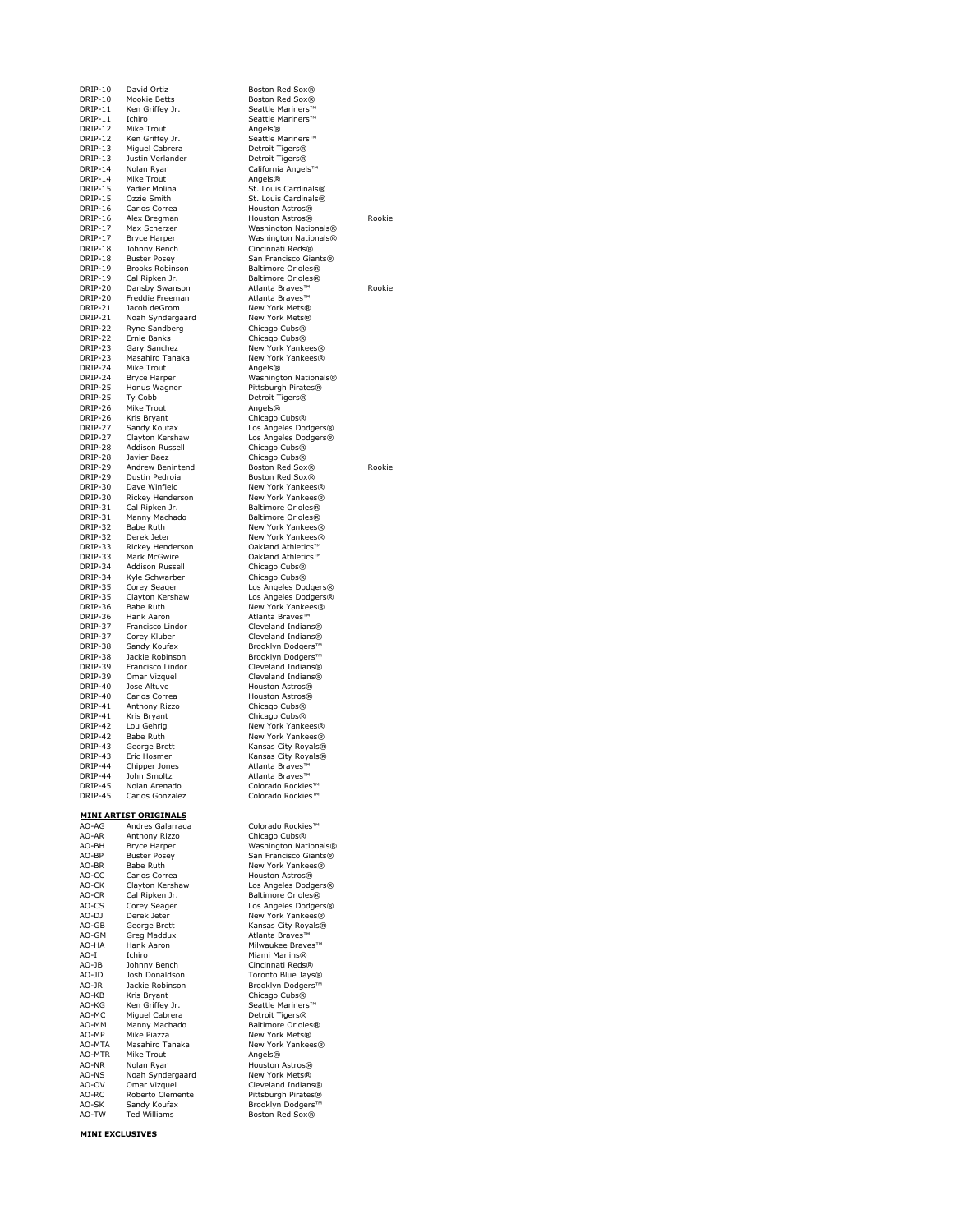| | | | |
|---|---|---|---|
| DRIP-10 | David Ortiz | Boston Red Sox® | |
| DRIP-10 | Mookie Betts | Boston Red Sox® | |
| DRIP-11 | Ken Griffey Jr. | Seattle Mariners™ | |
| DRIP-11 | Ichiro | Seattle Mariners™ | |
| DRIP-12 | Mike Trout | Angels® | |
| DRIP-12 | Ken Griffey Jr. | Seattle Mariners™ | |
| DRIP-13 | Miguel Cabrera | Detroit Tigers® | |
| DRIP-13 | Justin Verlander | Detroit Tigers® | |
| DRIP-14 | Nolan Ryan | California Angels™ | |
| DRIP-14 | Mike Trout | Angels® | |
| DRIP-15 | Yadier Molina | St. Louis Cardinals® | |
| DRIP-15 | Ozzie Smith | St. Louis Cardinals® | |
| DRIP-16 | Carlos Correa | Houston Astros® | |
| DRIP-16 | Alex Bregman | Houston Astros® | Rookie |
| DRIP-17 | Max Scherzer | Washington Nationals® | |
| DRIP-17 | Bryce Harper | Washington Nationals® | |
| DRIP-18 | Johnny Bench | Cincinnati Reds® | |
| DRIP-18 | Buster Posey | San Francisco Giants® | |
| DRIP-19 | Brooks Robinson | Baltimore Orioles® | |
| DRIP-19 | Cal Ripken Jr. | Baltimore Orioles® | |
| DRIP-20 | Dansby Swanson | Atlanta Braves™ | Rookie |
| DRIP-20 | Freddie Freeman | Atlanta Braves™ | |
| DRIP-21 | Jacob deGrom | New York Mets® | |
| DRIP-21 | Noah Syndergaard | New York Mets® | |
| DRIP-22 | Ryne Sandberg | Chicago Cubs® | |
| DRIP-22 | Ernie Banks | Chicago Cubs® | |
| DRIP-23 | Gary Sanchez | New York Yankees® | |
| DRIP-23 | Masahiro Tanaka | New York Yankees® | |
| DRIP-24 | Mike Trout | Angels® | |
| DRIP-24 | Bryce Harper | Washington Nationals® | |
| DRIP-25 | Honus Wagner | Pittsburgh Pirates® | |
| DRIP-25 | Ty Cobb | Detroit Tigers® | |
| DRIP-26 | Mike Trout | Angels® | |
| DRIP-26 | Kris Bryant | Chicago Cubs® | |
| DRIP-27 | Sandy Koufax | Los Angeles Dodgers® | |
| DRIP-27 | Clayton Kershaw | Los Angeles Dodgers® | |
| DRIP-28 | Addison Russell | Chicago Cubs® | |
| DRIP-28 | Javier Baez | Chicago Cubs® | |
| DRIP-29 | Andrew Benintendi | Boston Red Sox® | Rookie |
| DRIP-29 | Dustin Pedroia | Boston Red Sox® | |
| DRIP-30 | Dave Winfield | New York Yankees® | |
| DRIP-30 | Rickey Henderson | New York Yankees® | |
| DRIP-31 | Cal Ripken Jr. | Baltimore Orioles® | |
| DRIP-31 | Manny Machado | Baltimore Orioles® | |
| DRIP-32 | Babe Ruth | New York Yankees® | |
| DRIP-32 | Derek Jeter | New York Yankees® | |
| DRIP-33 | Rickey Henderson | Oakland Athletics™ | |
| DRIP-33 | Mark McGwire | Oakland Athletics™ | |
| DRIP-34 | Addison Russell | Chicago Cubs® | |
| DRIP-34 | Kyle Schwarber | Chicago Cubs® | |
| DRIP-35 | Corey Seager | Los Angeles Dodgers® | |
| DRIP-35 | Clayton Kershaw | Los Angeles Dodgers® | |
| DRIP-36 | Babe Ruth | New York Yankees® | |
| DRIP-36 | Hank Aaron | Atlanta Braves™ | |
| DRIP-37 | Francisco Lindor | Cleveland Indians® | |
| DRIP-37 | Corey Kluber | Cleveland Indians® | |
| DRIP-38 | Sandy Koufax | Brooklyn Dodgers™ | |
| DRIP-38 | Jackie Robinson | Brooklyn Dodgers™ | |
| DRIP-39 | Francisco Lindor | Cleveland Indians® | |
| DRIP-39 | Omar Vizquel | Cleveland Indians® | |
| DRIP-40 | Jose Altuve | Houston Astros® | |
| DRIP-40 | Carlos Correa | Houston Astros® | |
| DRIP-41 | Anthony Rizzo | Chicago Cubs® | |
| DRIP-41 | Kris Bryant | Chicago Cubs® | |
| DRIP-42 | Lou Gehrig | New York Yankees® | |
| DRIP-42 | Babe Ruth | New York Yankees® | |
| DRIP-43 | George Brett | Kansas City Royals® | |
| DRIP-43 | Eric Hosmer | Kansas City Royals® | |
| DRIP-44 | Chipper Jones | Atlanta Braves™ | |
| DRIP-44 | John Smoltz | Atlanta Braves™ | |
| DRIP-45 | Nolan Arenado | Colorado Rockies™ | |
| DRIP-45 | Carlos Gonzalez | Colorado Rockies™ | |

**MINI ARTIST ORIGINALS**

| | | |
|---|---|---|
| AO-AG | Andres Galarraga | Colorado Rockies™ |
| AO-AR | Anthony Rizzo | Chicago Cubs® |
| AO-BH | Bryce Harper | Washington Nationals® |
| AO-BP | Buster Posey | San Francisco Giants® |
| AO-BR | Babe Ruth | New York Yankees® |
| AO-CC | Carlos Correa | Houston Astros® |
| AO-CK | Clayton Kershaw | Los Angeles Dodgers® |
| AO-CR | Cal Ripken Jr. | Baltimore Orioles® |
| AO-CS | Corey Seager | Los Angeles Dodgers® |
| AO-DJ | Derek Jeter | New York Yankees® |
| AO-GB | George Brett | Kansas City Royals® |
| AO-GM | Greg Maddux | Atlanta Braves™ |
| AO-HA | Hank Aaron | Milwaukee Braves™ |
| AO-I | Ichiro | Miami Marlins® |
| AO-JB | Johnny Bench | Cincinnati Reds® |
| AO-JD | Josh Donaldson | Toronto Blue Jays® |
| AO-JR | Jackie Robinson | Brooklyn Dodgers™ |
| AO-KB | Kris Bryant | Chicago Cubs® |
| AO-KG | Ken Griffey Jr. | Seattle Mariners™ |
| AO-MC | Miguel Cabrera | Detroit Tigers® |
| AO-MM | Manny Machado | Baltimore Orioles® |
| AO-MP | Mike Piazza | New York Mets® |
| AO-MTA | Masahiro Tanaka | New York Yankees® |
| AO-MTR | Mike Trout | Angels® |
| AO-NR | Nolan Ryan | Houston Astros® |
| AO-NS | Noah Syndergaard | New York Mets® |
| AO-OV | Omar Vizquel | Cleveland Indians® |
| AO-RC | Roberto Clemente | Pittsburgh Pirates® |
| AO-SK | Sandy Koufax | Brooklyn Dodgers™ |
| AO-TW | Ted Williams | Boston Red Sox® |

**MINI EXCLUSIVES**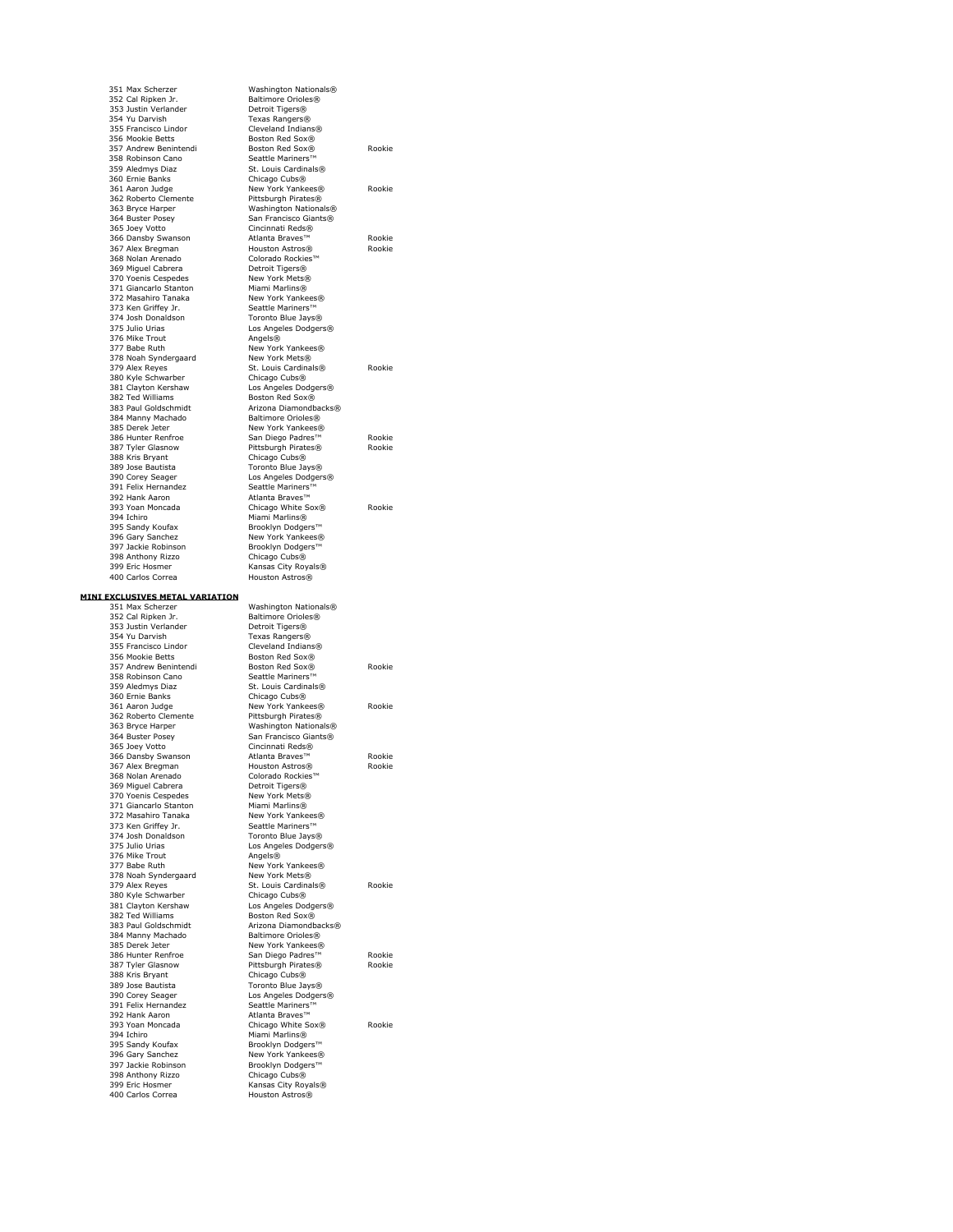| | | |
|---|---|---|
| 351 Max Scherzer | Washington Nationals® | |
| 352 Cal Ripken Jr. | Baltimore Orioles® | |
| 353 Justin Verlander | Detroit Tigers® | |
| 354 Yu Darvish | Texas Rangers® | |
| 355 Francisco Lindor | Cleveland Indians® | |
| 356 Mookie Betts | Boston Red Sox® | |
| 357 Andrew Benintendi | Boston Red Sox® | Rookie |
| 358 Robinson Cano | Seattle Mariners™ | |
| 359 Aledmys Diaz | St. Louis Cardinals® | |
| 360 Ernie Banks | Chicago Cubs® | |
| 361 Aaron Judge | New York Yankees® | Rookie |
| 362 Roberto Clemente | Pittsburgh Pirates® | |
| 363 Bryce Harper | Washington Nationals® | |
| 364 Buster Posey | San Francisco Giants® | |
| 365 Joey Votto | Cincinnati Reds® | |
| 366 Dansby Swanson | Atlanta Braves™ | Rookie |
| 367 Alex Bregman | Houston Astros® | Rookie |
| 368 Nolan Arenado | Colorado Rockies™ | |
| 369 Miguel Cabrera | Detroit Tigers® | |
| 370 Yoenis Cespedes | New York Mets® | |
| 371 Giancarlo Stanton | Miami Marlins® | |
| 372 Masahiro Tanaka | New York Yankees® | |
| 373 Ken Griffey Jr. | Seattle Mariners™ | |
| 374 Josh Donaldson | Toronto Blue Jays® | |
| 375 Julio Urias | Los Angeles Dodgers® | |
| 376 Mike Trout | Angels® | |
| 377 Babe Ruth | New York Yankees® | |
| 378 Noah Syndergaard | New York Mets® | |
| 379 Alex Reyes | St. Louis Cardinals® | Rookie |
| 380 Kyle Schwarber | Chicago Cubs® | |
| 381 Clayton Kershaw | Los Angeles Dodgers® | |
| 382 Ted Williams | Boston Red Sox® | |
| 383 Paul Goldschmidt | Arizona Diamondbacks® | |
| 384 Manny Machado | Baltimore Orioles® | |
| 385 Derek Jeter | New York Yankees® | |
| 386 Hunter Renfroe | San Diego Padres™ | Rookie |
| 387 Tyler Glasnow | Pittsburgh Pirates® | Rookie |
| 388 Kris Bryant | Chicago Cubs® | |
| 389 Jose Bautista | Toronto Blue Jays® | |
| 390 Corey Seager | Los Angeles Dodgers® | |
| 391 Felix Hernandez | Seattle Mariners™ | |
| 392 Hank Aaron | Atlanta Braves™ | |
| 393 Yoan Moncada | Chicago White Sox® | Rookie |
| 394 Ichiro | Miami Marlins® | |
| 395 Sandy Koufax | Brooklyn Dodgers™ | |
| 396 Gary Sanchez | New York Yankees® | |
| 397 Jackie Robinson | Brooklyn Dodgers™ | |
| 398 Anthony Rizzo | Chicago Cubs® | |
| 399 Eric Hosmer | Kansas City Royals® | |
| 400 Carlos Correa | Houston Astros® | |

**MINI EXCLUSIVES METAL VARIATION**

| | | |
|---|---|---|
| 351 Max Scherzer | Washington Nationals® | |
| 352 Cal Ripken Jr. | Baltimore Orioles® | |
| 353 Justin Verlander | Detroit Tigers® | |
| 354 Yu Darvish | Texas Rangers® | |
| 355 Francisco Lindor | Cleveland Indians® | |
| 356 Mookie Betts | Boston Red Sox® | |
| 357 Andrew Benintendi | Boston Red Sox® | Rookie |
| 358 Robinson Cano | Seattle Mariners™ | |
| 359 Aledmys Diaz | St. Louis Cardinals® | |
| 360 Ernie Banks | Chicago Cubs® | |
| 361 Aaron Judge | New York Yankees® | Rookie |
| 362 Roberto Clemente | Pittsburgh Pirates® | |
| 363 Bryce Harper | Washington Nationals® | |
| 364 Buster Posey | San Francisco Giants® | |
| 365 Joey Votto | Cincinnati Reds® | |
| 366 Dansby Swanson | Atlanta Braves™ | Rookie |
| 367 Alex Bregman | Houston Astros® | Rookie |
| 368 Nolan Arenado | Colorado Rockies™ | |
| 369 Miguel Cabrera | Detroit Tigers® | |
| 370 Yoenis Cespedes | New York Mets® | |
| 371 Giancarlo Stanton | Miami Marlins® | |
| 372 Masahiro Tanaka | New York Yankees® | |
| 373 Ken Griffey Jr. | Seattle Mariners™ | |
| 374 Josh Donaldson | Toronto Blue Jays® | |
| 375 Julio Urias | Los Angeles Dodgers® | |
| 376 Mike Trout | Angels® | |
| 377 Babe Ruth | New York Yankees® | |
| 378 Noah Syndergaard | New York Mets® | |
| 379 Alex Reyes | St. Louis Cardinals® | Rookie |
| 380 Kyle Schwarber | Chicago Cubs® | |
| 381 Clayton Kershaw | Los Angeles Dodgers® | |
| 382 Ted Williams | Boston Red Sox® | |
| 383 Paul Goldschmidt | Arizona Diamondbacks® | |
| 384 Manny Machado | Baltimore Orioles® | |
| 385 Derek Jeter | New York Yankees® | |
| 386 Hunter Renfroe | San Diego Padres™ | Rookie |
| 387 Tyler Glasnow | Pittsburgh Pirates® | Rookie |
| 388 Kris Bryant | Chicago Cubs® | |
| 389 Jose Bautista | Toronto Blue Jays® | |
| 390 Corey Seager | Los Angeles Dodgers® | |
| 391 Felix Hernandez | Seattle Mariners™ | |
| 392 Hank Aaron | Atlanta Braves™ | |
| 393 Yoan Moncada | Chicago White Sox® | Rookie |
| 394 Ichiro | Miami Marlins® | |
| 395 Sandy Koufax | Brooklyn Dodgers™ | |
| 396 Gary Sanchez | New York Yankees® | |
| 397 Jackie Robinson | Brooklyn Dodgers™ | |
| 398 Anthony Rizzo | Chicago Cubs® | |
| 399 Eric Hosmer | Kansas City Royals® | |
| 400 Carlos Correa | Houston Astros® | |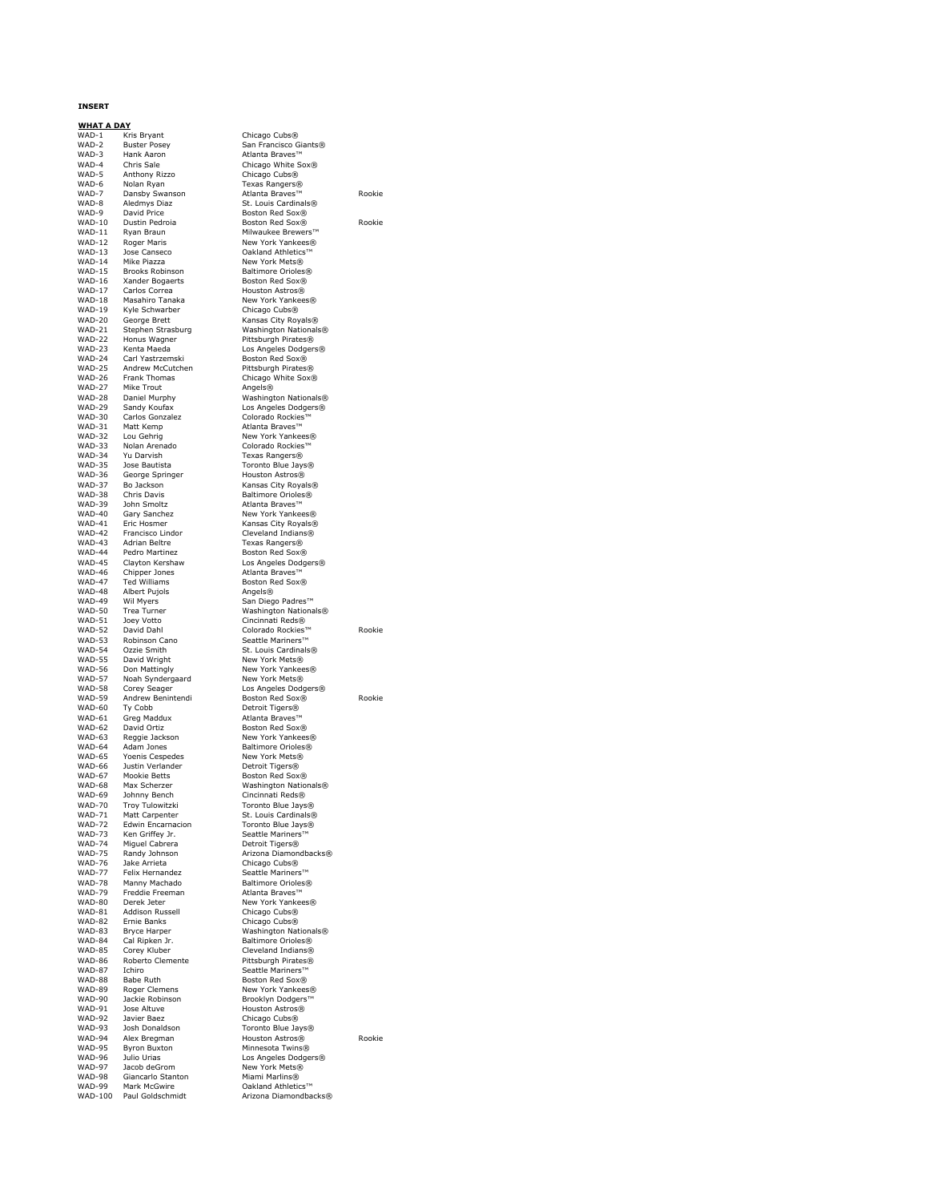**INSERT**

**WHAT A DAY**

| | | | |
|---|---|---|---|
| WAD-1 | Kris Bryant | Chicago Cubs® | |
| WAD-2 | Buster Posey | San Francisco Giants® | |
| WAD-3 | Hank Aaron | Atlanta Braves™ | |
| WAD-4 | Chris Sale | Chicago White Sox® | |
| WAD-5 | Anthony Rizzo | Chicago Cubs® | |
| WAD-6 | Nolan Ryan | Texas Rangers® | |
| WAD-7 | Dansby Swanson | Atlanta Braves™ | Rookie |
| WAD-8 | Aledmys Diaz | St. Louis Cardinals® | |
| WAD-9 | David Price | Boston Red Sox® | |
| WAD-10 | Dustin Pedroia | Boston Red Sox® | Rookie |
| WAD-11 | Ryan Braun | Milwaukee Brewers™ | |
| WAD-12 | Roger Maris | New York Yankees® | |
| WAD-13 | Jose Canseco | Oakland Athletics™ | |
| WAD-14 | Mike Piazza | New York Mets® | |
| WAD-15 | Brooks Robinson | Baltimore Orioles® | |
| WAD-16 | Xander Bogaerts | Boston Red Sox® | |
| WAD-17 | Carlos Correa | Houston Astros® | |
| WAD-18 | Masahiro Tanaka | New York Yankees® | |
| WAD-19 | Kyle Schwarber | Chicago Cubs® | |
| WAD-20 | George Brett | Kansas City Royals® | |
| WAD-21 | Stephen Strasburg | Washington Nationals® | |
| WAD-22 | Honus Wagner | Pittsburgh Pirates® | |
| WAD-23 | Kenta Maeda | Los Angeles Dodgers® | |
| WAD-24 | Carl Yastrzemski | Boston Red Sox® | |
| WAD-25 | Andrew McCutchen | Pittsburgh Pirates® | |
| WAD-26 | Frank Thomas | Chicago White Sox® | |
| WAD-27 | Mike Trout | Angels® | |
| WAD-28 | Daniel Murphy | Washington Nationals® | |
| WAD-29 | Sandy Koufax | Los Angeles Dodgers® | |
| WAD-30 | Carlos Gonzalez | Colorado Rockies™ | |
| WAD-31 | Matt Kemp | Atlanta Braves™ | |
| WAD-32 | Lou Gehrig | New York Yankees® | |
| WAD-33 | Nolan Arenado | Colorado Rockies™ | |
| WAD-34 | Yu Darvish | Texas Rangers® | |
| WAD-35 | Jose Bautista | Toronto Blue Jays® | |
| WAD-36 | George Springer | Houston Astros® | |
| WAD-37 | Bo Jackson | Kansas City Royals® | |
| WAD-38 | Chris Davis | Baltimore Orioles® | |
| WAD-39 | John Smoltz | Atlanta Braves™ | |
| WAD-40 | Gary Sanchez | New York Yankees® | |
| WAD-41 | Eric Hosmer | Kansas City Royals® | |
| WAD-42 | Francisco Lindor | Cleveland Indians® | |
| WAD-43 | Adrian Beltre | Texas Rangers® | |
| WAD-44 | Pedro Martinez | Boston Red Sox® | |
| WAD-45 | Clayton Kershaw | Los Angeles Dodgers® | |
| WAD-46 | Chipper Jones | Atlanta Braves™ | |
| WAD-47 | Ted Williams | Boston Red Sox® | |
| WAD-48 | Albert Pujols | Angels® | |
| WAD-49 | Wil Myers | San Diego Padres™ | |
| WAD-50 | Trea Turner | Washington Nationals® | |
| WAD-51 | Joey Votto | Cincinnati Reds® | |
| WAD-52 | David Dahl | Colorado Rockies™ | Rookie |
| WAD-53 | Robinson Cano | Seattle Mariners™ | |
| WAD-54 | Ozzie Smith | St. Louis Cardinals® | |
| WAD-55 | David Wright | New York Mets® | |
| WAD-56 | Don Mattingly | New York Yankees® | |
| WAD-57 | Noah Syndergaard | New York Mets® | |
| WAD-58 | Corey Seager | Los Angeles Dodgers® | |
| WAD-59 | Andrew Benintendi | Boston Red Sox® | Rookie |
| WAD-60 | Ty Cobb | Detroit Tigers® | |
| WAD-61 | Greg Maddux | Atlanta Braves™ | |
| WAD-62 | David Ortiz | Boston Red Sox® | |
| WAD-63 | Reggie Jackson | New York Yankees® | |
| WAD-64 | Adam Jones | Baltimore Orioles® | |
| WAD-65 | Yoenis Cespedes | New York Mets® | |
| WAD-66 | Justin Verlander | Detroit Tigers® | |
| WAD-67 | Mookie Betts | Boston Red Sox® | |
| WAD-68 | Max Scherzer | Washington Nationals® | |
| WAD-69 | Johnny Bench | Cincinnati Reds® | |
| WAD-70 | Troy Tulowitzki | Toronto Blue Jays® | |
| WAD-71 | Matt Carpenter | St. Louis Cardinals® | |
| WAD-72 | Edwin Encarnacion | Toronto Blue Jays® | |
| WAD-73 | Ken Griffey Jr. | Seattle Mariners™ | |
| WAD-74 | Miguel Cabrera | Detroit Tigers® | |
| WAD-75 | Randy Johnson | Arizona Diamondbacks® | |
| WAD-76 | Jake Arrieta | Chicago Cubs® | |
| WAD-77 | Felix Hernandez | Seattle Mariners™ | |
| WAD-78 | Manny Machado | Baltimore Orioles® | |
| WAD-79 | Freddie Freeman | Atlanta Braves™ | |
| WAD-80 | Derek Jeter | New York Yankees® | |
| WAD-81 | Addison Russell | Chicago Cubs® | |
| WAD-82 | Ernie Banks | Chicago Cubs® | |
| WAD-83 | Bryce Harper | Washington Nationals® | |
| WAD-84 | Cal Ripken Jr. | Baltimore Orioles® | |
| WAD-85 | Corey Kluber | Cleveland Indians® | |
| WAD-86 | Roberto Clemente | Pittsburgh Pirates® | |
| WAD-87 | Ichiro | Seattle Mariners™ | |
| WAD-88 | Babe Ruth | Boston Red Sox® | |
| WAD-89 | Roger Clemens | New York Yankees® | |
| WAD-90 | Jackie Robinson | Brooklyn Dodgers™ | |
| WAD-91 | Jose Altuve | Houston Astros® | |
| WAD-92 | Javier Baez | Chicago Cubs® | |
| WAD-93 | Josh Donaldson | Toronto Blue Jays® | |
| WAD-94 | Alex Bregman | Houston Astros® | Rookie |
| WAD-95 | Byron Buxton | Minnesota Twins® | |
| WAD-96 | Julio Urias | Los Angeles Dodgers® | |
| WAD-97 | Jacob deGrom | New York Mets® | |
| WAD-98 | Giancarlo Stanton | Miami Marlins® | |
| WAD-99 | Mark McGwire | Oakland Athletics™ | |
| WAD-100 | Paul Goldschmidt | Arizona Diamondbacks® | |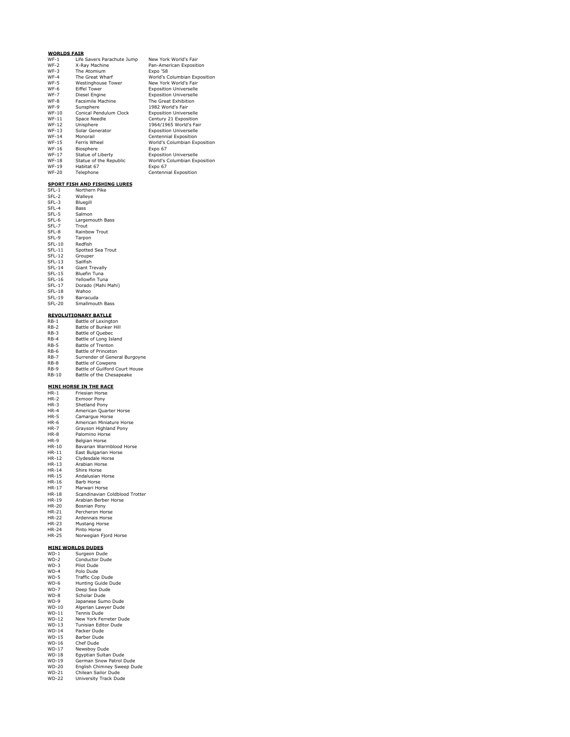**WORLDS FAIR**

| | | |
|---|---|---|
| WF-1 | Life Savers Parachute Jump | New York World's Fair |
| WF-2 | X-Ray Machine | Pan-American Exposition |
| WF-3 | The Atomium | Expo '58 |
| WF-4 | The Great Wharf | World's Columbian Exposition |
| WF-5 | Westinghouse Tower | New York World's Fair |
| WF-6 | Eiffel Tower | Exposition Universelle |
| WF-7 | Diesel Engine | Exposition Universelle |
| WF-8 | Facsimile Machine | The Great Exhibition |
| WF-9 | Sunsphere | 1982 World's Fair |
| WF-10 | Conical Pendulum Clock | Exposition Universelle |
| WF-11 | Space Needle | Century 21 Exposition |
| WF-12 | Unisphere | 1964/1965 World's Fair |
| WF-13 | Solar Generator | Exposition Universelle |
| WF-14 | Monorail | Centennial Exposition |
| WF-15 | Ferris Wheel | World's Columbian Exposition |
| WF-16 | Biosphere | Expo 67 |
| WF-17 | Statue of Liberty | Exposition Universelle |
| WF-18 | Statue of the Republic | World's Columbian Exposition |
| WF-19 | Habitat 67 | Expo 67 |
| WF-20 | Telephone | Centennial Exposition |

**SPORT FISH AND FISHING LURES**

| | |
|---|---|
| SFL-1 | Northern Pike |
| SFL-2 | Walleye |
| SFL-3 | Bluegill |
| SFL-4 | Bass |
| SFL-5 | Salmon |
| SFL-6 | Largemouth Bass |
| SFL-7 | Trout |
| SFL-8 | Rainbow Trout |
| SFL-9 | Tarpon |
| SFL-10 | Redfish |
| SFL-11 | Spotted Sea Trout |
| SFL-12 | Grouper |
| SFL-13 | Sailfish |
| SFL-14 | Giant Trevally |
| SFL-15 | Bluefin Tuna |
| SFL-16 | Yellowfin Tuna |
| SFL-17 | Dorado (Mahi Mahi) |
| SFL-18 | Wahoo |
| SFL-19 | Barracuda |
| SFL-20 | Smallmouth Bass |

**REVOLUTIONARY BATLLE**

| | |
|---|---|
| RB-1 | Battle of Lexington |
| RB-2 | Battle of Bunker Hill |
| RB-3 | Battle of Quebec |
| RB-4 | Battle of Long Island |
| RB-5 | Battle of Trenton |
| RB-6 | Battle of Princeton |
| RB-7 | Surrender of General Burgoyne |
| RB-8 | Battle of Cowpens |
| RB-9 | Battle of Guilford Court House |
| RB-10 | Battle of the Chesapeake |

**MINI HORSE IN THE RACE**

| | |
|---|---|
| HR-1 | Friesian Horse |
| HR-2 | Exmoor Pony |
| HR-3 | Shetland Pony |
| HR-4 | American Quarter Horse |
| HR-5 | Camargue Horse |
| HR-6 | American Miniature Horse |
| HR-7 | Grayson Highland Pony |
| HR-8 | Palomino Horse |
| HR-9 | Belgian Horse |
| HR-10 | Bavarian Warmblood Horse |
| HR-11 | East Bulgarian Horse |
| HR-12 | Clydesdale Horse |
| HR-13 | Arabian Horse |
| HR-14 | Shire Horse |
| HR-15 | Andalusian Horse |
| HR-16 | Barb Horse |
| HR-17 | Marwari Horse |
| HR-18 | Scandinavian Coldblood Trotter |
| HR-19 | Arabian Berber Horse |
| HR-20 | Bosnian Pony |
| HR-21 | Percheron Horse |
| HR-22 | Ardennais Horse |
| HR-23 | Mustang Horse |
| HR-24 | Pinto Horse |
| HR-25 | Norwegian Fjord Horse |

**MINI WORLDS DUDES**

| | |
|---|---|
| WD-1 | Surgeon Dude |
| WD-2 | Conductor Dude |
| WD-3 | Pilot Dude |
| WD-4 | Polo Dude |
| WD-5 | Traffic Cop Dude |
| WD-6 | Hunting Guide Dude |
| WD-7 | Deep Sea Dude |
| WD-8 | Scholar Dude |
| WD-9 | Japanese Sumo Dude |
| WD-10 | Algerian Lawyer Dude |
| WD-11 | Tennis Dude |
| WD-12 | New York Ferreter Dude |
| WD-13 | Tunisian Editor Dude |
| WD-14 | Packer Dude |
| WD-15 | Barber Dude |
| WD-16 | Chef Dude |
| WD-17 | Newsboy Dude |
| WD-18 | Egyptian Sultan Dude |
| WD-19 | German Snow Patrol Dude |
| WD-20 | English Chimney Sweep Dude |
| WD-21 | Chilean Sailor Dude |
| WD-22 | University Track Dude |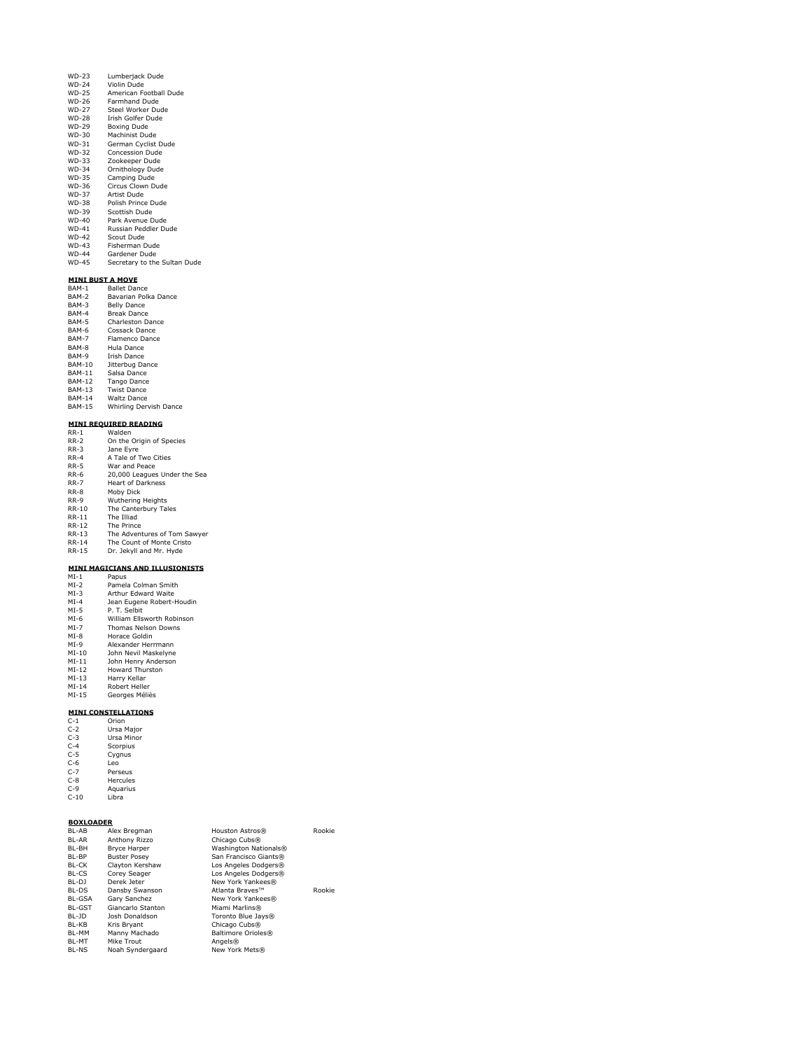| | |
|---|---|
| WD-23 | Lumberjack Dude |
| WD-24 | Violin Dude |
| WD-25 | American Football Dude |
| WD-26 | Farmhand Dude |
| WD-27 | Steel Worker Dude |
| WD-28 | Irish Golfer Dude |
| WD-29 | Boxing Dude |
| WD-30 | Machinist Dude |
| WD-31 | German Cyclist Dude |
| WD-32 | Concession Dude |
| WD-33 | Zookeeper Dude |
| WD-34 | Ornithology Dude |
| WD-35 | Camping Dude |
| WD-36 | Circus Clown Dude |
| WD-37 | Artist Dude |
| WD-38 | Polish Prince Dude |
| WD-39 | Scottish Dude |
| WD-40 | Park Avenue Dude |
| WD-41 | Russian Peddler Dude |
| WD-42 | Scout Dude |
| WD-43 | Fisherman Dude |
| WD-44 | Gardener Dude |
| WD-45 | Secretary to the Sultan Dude |

**MINI BUST A MOVE**

| | |
|---|---|
| BAM-1 | Ballet Dance |
| BAM-2 | Bavarian Polka Dance |
| BAM-3 | Belly Dance |
| BAM-4 | Break Dance |
| BAM-5 | Charleston Dance |
| BAM-6 | Cossack Dance |
| BAM-7 | Flamenco Dance |
| BAM-8 | Hula Dance |
| BAM-9 | Irish Dance |
| BAM-10 | Jitterbug Dance |
| BAM-11 | Salsa Dance |
| BAM-12 | Tango Dance |
| BAM-13 | Twist Dance |
| BAM-14 | Waltz Dance |
| BAM-15 | Whirling Dervish Dance |

**MINI REQUIRED READING**

| | |
|---|---|
| RR-1 | Walden |
| RR-2 | On the Origin of Species |
| RR-3 | Jane Eyre |
| RR-4 | A Tale of Two Cities |
| RR-5 | War and Peace |
| RR-6 | 20,000 Leagues Under the Sea |
| RR-7 | Heart of Darkness |
| RR-8 | Moby Dick |
| RR-9 | Wuthering Heights |
| RR-10 | The Canterbury Tales |
| RR-11 | The Illiad |
| RR-12 | The Prince |
| RR-13 | The Adventures of Tom Sawyer |
| RR-14 | The Count of Monte Cristo |
| RR-15 | Dr. Jekyll and Mr. Hyde |

**MINI MAGICIANS AND ILLUSIONISTS**

| | |
|---|---|
| MI-1 | Papus |
| MI-2 | Pamela Colman Smith |
| MI-3 | Arthur Edward Waite |
| MI-4 | Jean Eugene Robert-Houdin |
| MI-5 | P. T. Selbit |
| MI-6 | William Ellsworth Robinson |
| MI-7 | Thomas Nelson Downs |
| MI-8 | Horace Goldin |
| MI-9 | Alexander Herrmann |
| MI-10 | John Nevil Maskelyne |
| MI-11 | John Henry Anderson |
| MI-12 | Howard Thurston |
| MI-13 | Harry Kellar |
| MI-14 | Robert Heller |
| MI-15 | Georges Méliès |

**MINI CONSTELLATIONS**

| | |
|---|---|
| C-1 | Orion |
| C-2 | Ursa Major |
| C-3 | Ursa Minor |
| C-4 | Scorpius |
| C-5 | Cygnus |
| C-6 | Leo |
| C-7 | Perseus |
| C-8 | Hercules |
| C-9 | Aquarius |
| C-10 | Libra |

**BOXLOADER**

| | | | |
|---|---|---|---|
| BL-AB | Alex Bregman | Houston Astros® | Rookie |
| BL-AR | Anthony Rizzo | Chicago Cubs® | |
| BL-BH | Bryce Harper | Washington Nationals® | |
| BL-BP | Buster Posey | San Francisco Giants® | |
| BL-CK | Clayton Kershaw | Los Angeles Dodgers® | |
| BL-CS | Corey Seager | Los Angeles Dodgers® | |
| BL-DJ | Derek Jeter | New York Yankees® | |
| BL-DS | Dansby Swanson | Atlanta Braves™ | Rookie |
| BL-GSA | Gary Sanchez | New York Yankees® | |
| BL-GST | Giancarlo Stanton | Miami Marlins® | |
| BL-JD | Josh Donaldson | Toronto Blue Jays® | |
| BL-KB | Kris Bryant | Chicago Cubs® | |
| BL-MM | Manny Machado | Baltimore Orioles® | |
| BL-MT | Mike Trout | Angels® | |
| BL-NS | Noah Syndergaard | New York Mets® | |